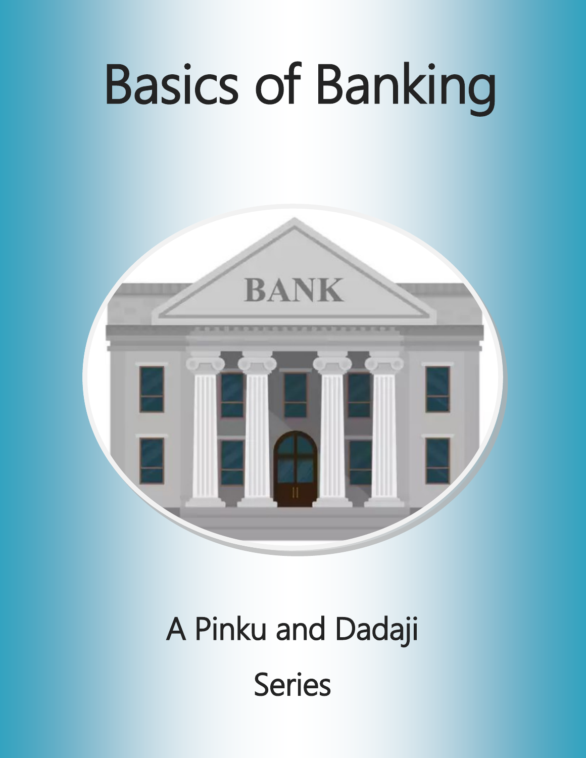# Basics of Banking

A Pinku and Dadaji

Series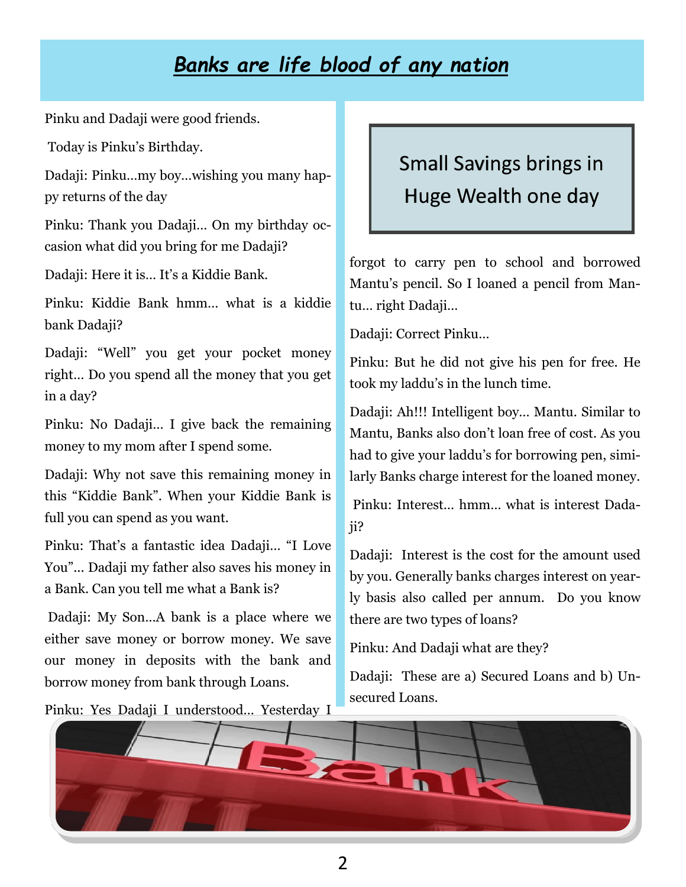# ***Banks are life blood of any nation***

Pinku and Dadaji were good friends.

Today is Pinku's Birthday.

Dadaji: Pinku…my boy…wishing you many happy returns of the day

Pinku: Thank you Dadaji… On my birthday occasion what did you bring for me Dadaji?

Dadaji: Here it is… It's a Kiddie Bank.

Pinku: Kiddie Bank hmm… what is a kiddie bank Dadaji?

Dadaji: "Well" you get your pocket money right… Do you spend all the money that you get in a day?

Pinku: No Dadaji… I give back the remaining money to my mom after I spend some.

Dadaji: Why not save this remaining money in this "Kiddie Bank". When your Kiddie Bank is full you can spend as you want.

Pinku: That's a fantastic idea Dadaji… "I Love You"… Dadaji my father also saves his money in a Bank. Can you tell me what a Bank is?

Dadaji: My Son…A bank is a place where we either save money or borrow money. We save our money in deposits with the bank and borrow money from bank through Loans.

Pinku: Yes Dadaji I understood… Yesterday I forgot to carry pen to school and borrowed Mantu's pencil. So I loaned a pencil from Mantu… right Dadaji…

Dadaji: Correct Pinku…

Pinku: But he did not give his pen for free. He took my laddu's in the lunch time.

Dadaji: Ah!!! Intelligent boy… Mantu. Similar to Mantu, Banks also don't loan free of cost. As you had to give your laddu's for borrowing pen, similarly Banks charge interest for the loaned money.

Pinku: Interest… hmm… what is interest Dadaji?

Dadaji: Interest is the cost for the amount used by you. Generally banks charges interest on yearly basis also called per annum. Do you know there are two types of loans?

Pinku: And Dadaji what are they?

Dadaji: These are a) Secured Loans and b) Unsecured Loans.

> Small Savings brings in Huge Wealth one day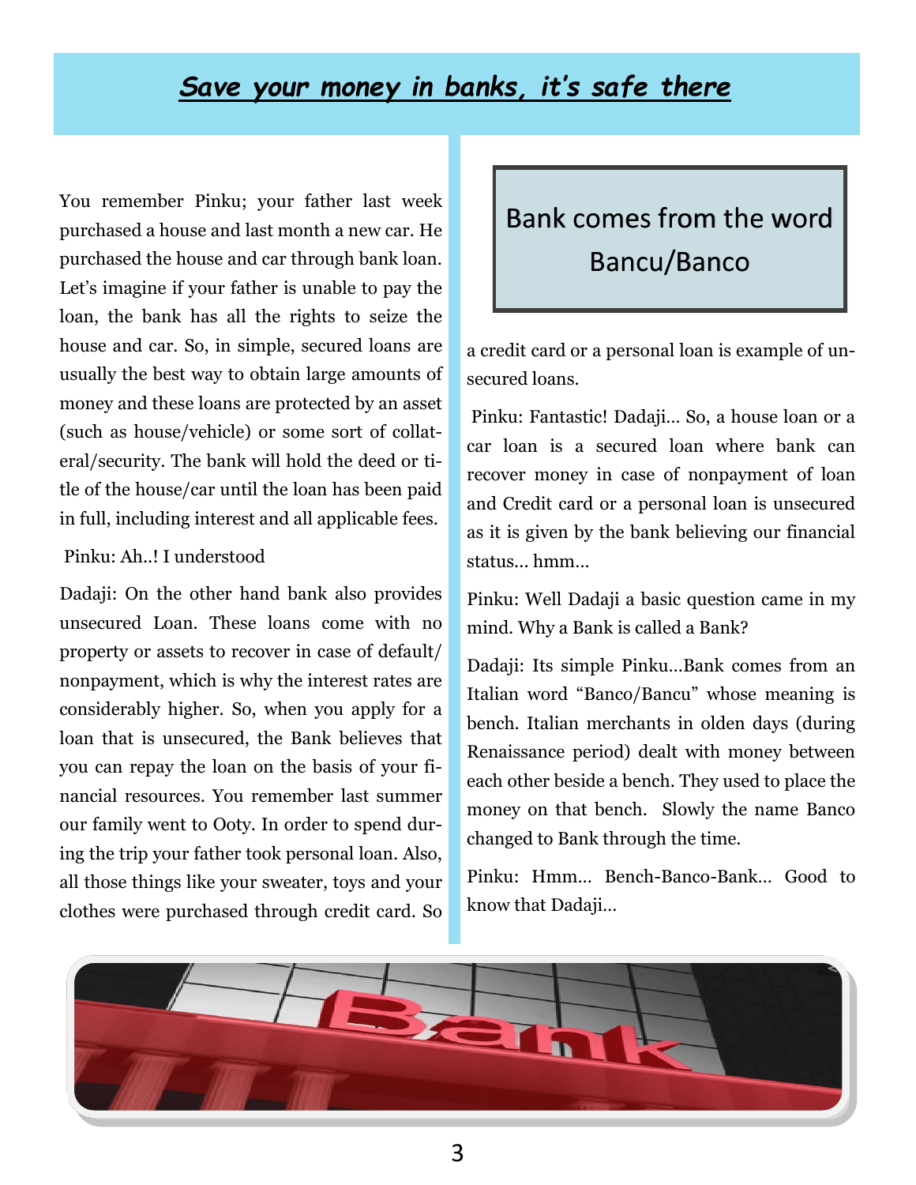## *Save your money in banks, it's safe there*

You remember Pinku; your father last week purchased a house and last month a new car. He purchased the house and car through bank loan. Let's imagine if your father is unable to pay the loan, the bank has all the rights to seize the house and car. So, in simple, secured loans are usually the best way to obtain large amounts of money and these loans are protected by an asset (such as house/vehicle) or some sort of collateral/security. The bank will hold the deed or title of the house/car until the loan has been paid in full, including interest and all applicable fees.

Pinku: Ah..! I understood

Dadaji: On the other hand bank also provides unsecured Loan. These loans come with no property or assets to recover in case of default/ nonpayment, which is why the interest rates are considerably higher. So, when you apply for a loan that is unsecured, the Bank believes that you can repay the loan on the basis of your financial resources. You remember last summer our family went to Ooty. In order to spend during the trip your father took personal loan. Also, all those things like your sweater, toys and your clothes were purchased through credit card. So a credit card or a personal loan is example of unsecured loans.

> Bank comes from the word Bancu/Banco

Pinku: Fantastic! Dadaji... So, a house loan or a car loan is a secured loan where bank can recover money in case of nonpayment of loan and Credit card or a personal loan is unsecured as it is given by the bank believing our financial status... hmm...

Pinku: Well Dadaji a basic question came in my mind. Why a Bank is called a Bank?

Dadaji: Its simple Pinku...Bank comes from an Italian word "Banco/Bancu" whose meaning is bench. Italian merchants in olden days (during Renaissance period) dealt with money between each other beside a bench. They used to place the money on that bench. Slowly the name Banco changed to Bank through the time.

Pinku: Hmm... Bench-Banco-Bank... Good to know that Dadaji...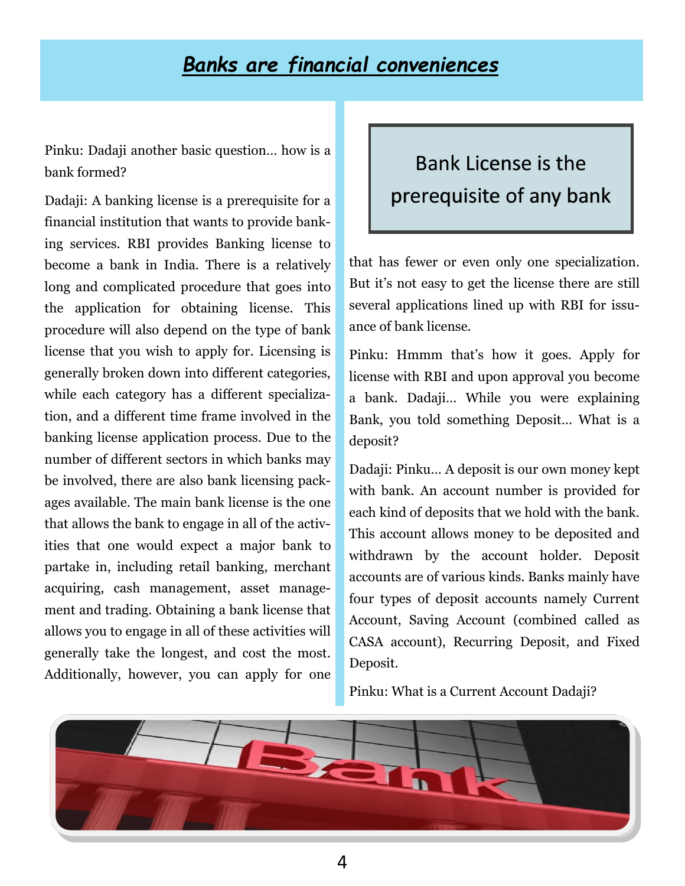# *Banks are financial conveniences*

Pinku: Dadaji another basic question… how is a bank formed?

Dadaji: A banking license is a prerequisite for a financial institution that wants to provide banking services. RBI provides Banking license to become a bank in India. There is a relatively long and complicated procedure that goes into the application for obtaining license. This procedure will also depend on the type of bank license that you wish to apply for. Licensing is generally broken down into different categories, while each category has a different specialization, and a different time frame involved in the banking license application process. Due to the number of different sectors in which banks may be involved, there are also bank licensing packages available. The main bank license is the one that allows the bank to engage in all of the activities that one would expect a major bank to partake in, including retail banking, merchant acquiring, cash management, asset management and trading. Obtaining a bank license that allows you to engage in all of these activities will generally take the longest, and cost the most. Additionally, however, you can apply for one that has fewer or even only one specialization. But it's not easy to get the license there are still several applications lined up with RBI for issuance of bank license.

> Bank License is the prerequisite of any bank

Pinku: Hmmm that's how it goes. Apply for license with RBI and upon approval you become a bank. Dadaji… While you were explaining Bank, you told something Deposit… What is a deposit?

Dadaji: Pinku… A deposit is our own money kept with bank. An account number is provided for each kind of deposits that we hold with the bank. This account allows money to be deposited and withdrawn by the account holder. Deposit accounts are of various kinds. Banks mainly have four types of deposit accounts namely Current Account, Saving Account (combined called as CASA account), Recurring Deposit, and Fixed Deposit.

Pinku: What is a Current Account Dadaji?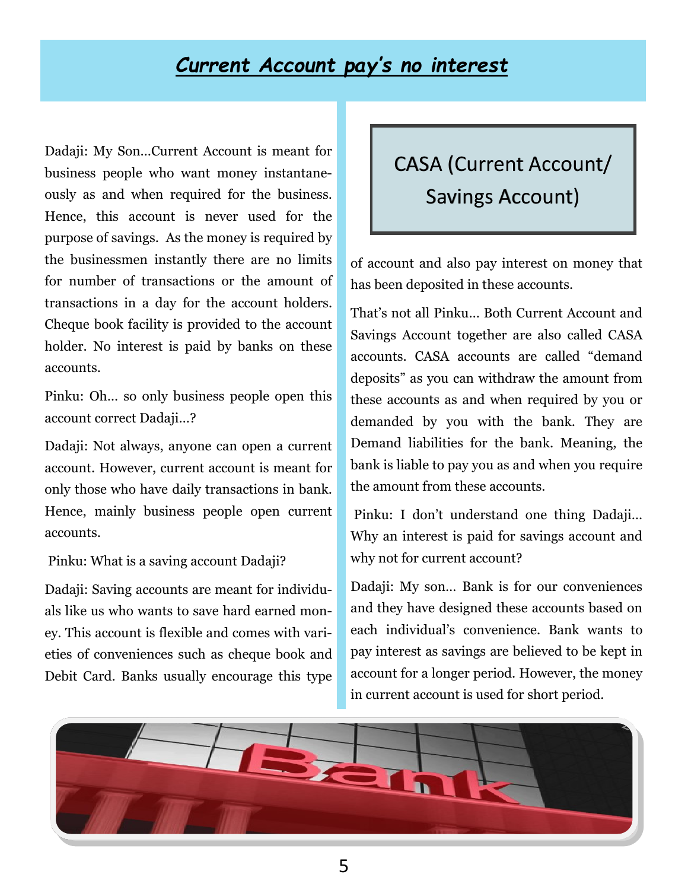## *Current Account pay's no interest*

Dadaji: My Son…Current Account is meant for business people who want money instantaneously as and when required for the business. Hence, this account is never used for the purpose of savings. As the money is required by the businessmen instantly there are no limits for number of transactions or the amount of transactions in a day for the account holders. Cheque book facility is provided to the account holder. No interest is paid by banks on these accounts.

Pinku: Oh… so only business people open this account correct Dadaji…?

Dadaji: Not always, anyone can open a current account. However, current account is meant for only those who have daily transactions in bank. Hence, mainly business people open current accounts.

Pinku: What is a saving account Dadaji?

Dadaji: Saving accounts are meant for individuals like us who wants to save hard earned money. This account is flexible and comes with varieties of conveniences such as cheque book and Debit Card. Banks usually encourage this type of account and also pay interest on money that has been deposited in these accounts.

### CASA (Current Account/ Savings Account)

That's not all Pinku… Both Current Account and Savings Account together are also called CASA accounts. CASA accounts are called "demand deposits" as you can withdraw the amount from these accounts as and when required by you or demanded by you with the bank. They are Demand liabilities for the bank. Meaning, the bank is liable to pay you as and when you require the amount from these accounts.

Pinku: I don't understand one thing Dadaji… Why an interest is paid for savings account and why not for current account?

Dadaji: My son… Bank is for our conveniences and they have designed these accounts based on each individual's convenience. Bank wants to pay interest as savings are believed to be kept in account for a longer period. However, the money in current account is used for short period.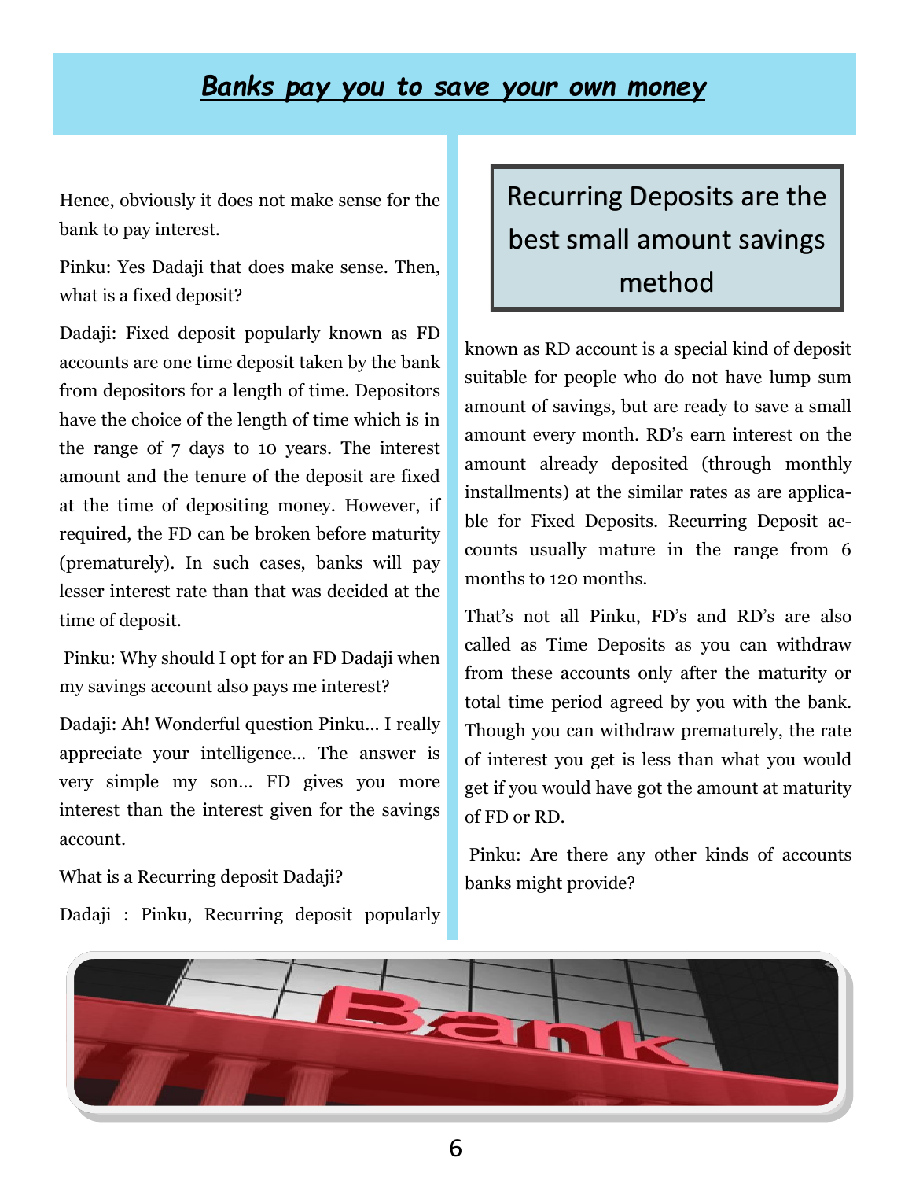# *Banks pay you to save your own money*

Hence, obviously it does not make sense for the bank to pay interest.

Pinku: Yes Dadaji that does make sense. Then, what is a fixed deposit?

Dadaji: Fixed deposit popularly known as FD accounts are one time deposit taken by the bank from depositors for a length of time. Depositors have the choice of the length of time which is in the range of 7 days to 10 years. The interest amount and the tenure of the deposit are fixed at the time of depositing money. However, if required, the FD can be broken before maturity (prematurely). In such cases, banks will pay lesser interest rate than that was decided at the time of deposit.

Pinku: Why should I opt for an FD Dadaji when my savings account also pays me interest?

Dadaji: Ah! Wonderful question Pinku… I really appreciate your intelligence… The answer is very simple my son… FD gives you more interest than the interest given for the savings account.

What is a Recurring deposit Dadaji?

Dadaji : Pinku, Recurring deposit popularly known as RD account is a special kind of deposit suitable for people who do not have lump sum amount of savings, but are ready to save a small amount every month. RD's earn interest on the amount already deposited (through monthly installments) at the similar rates as are applicable for Fixed Deposits. Recurring Deposit accounts usually mature in the range from 6 months to 120 months.

> Recurring Deposits are the best small amount savings method

That's not all Pinku, FD's and RD's are also called as Time Deposits as you can withdraw from these accounts only after the maturity or total time period agreed by you with the bank. Though you can withdraw prematurely, the rate of interest you get is less than what you would get if you would have got the amount at maturity of FD or RD.

Pinku: Are there any other kinds of accounts banks might provide?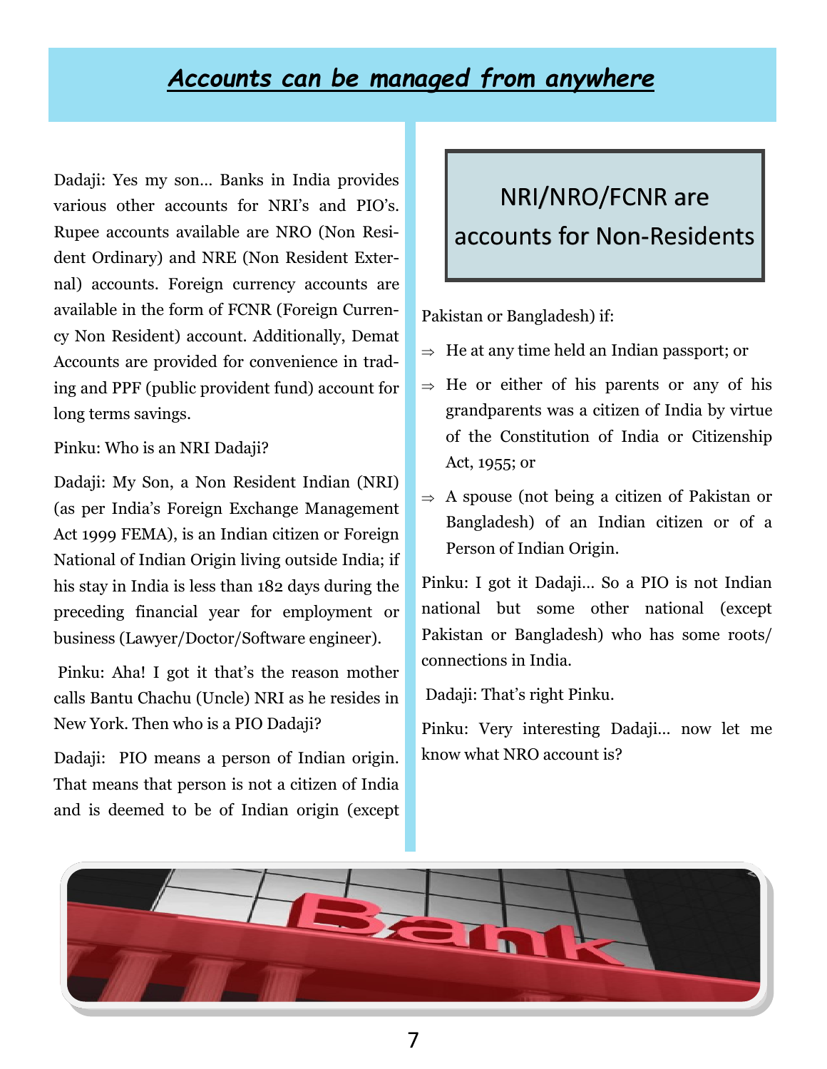## *Accounts can be managed from anywhere*

Dadaji: Yes my son… Banks in India provides various other accounts for NRI's and PIO's. Rupee accounts available are NRO (Non Resident Ordinary) and NRE (Non Resident External) accounts. Foreign currency accounts are available in the form of FCNR (Foreign Currency Non Resident) account. Additionally, Demat Accounts are provided for convenience in trading and PPF (public provident fund) account for long terms savings.

Pinku: Who is an NRI Dadaji?

Dadaji: My Son, a Non Resident Indian (NRI) (as per India's Foreign Exchange Management Act 1999 FEMA), is an Indian citizen or Foreign National of Indian Origin living outside India; if his stay in India is less than 182 days during the preceding financial year for employment or business (Lawyer/Doctor/Software engineer).

Pinku: Aha! I got it that's the reason mother calls Bantu Chachu (Uncle) NRI as he resides in New York. Then who is a PIO Dadaji?

Dadaji: PIO means a person of Indian origin. That means that person is not a citizen of India and is deemed to be of Indian origin (except Pakistan or Bangladesh) if:

> **NRI/NRO/FCNR are accounts for Non-Residents**

- He at any time held an Indian passport; or
- He or either of his parents or any of his grandparents was a citizen of India by virtue of the Constitution of India or Citizenship Act, 1955; or
- A spouse (not being a citizen of Pakistan or Bangladesh) of an Indian citizen or of a Person of Indian Origin.

Pinku: I got it Dadaji… So a PIO is not Indian national but some other national (except Pakistan or Bangladesh) who has some roots/ connections in India.

Dadaji: That's right Pinku.

Pinku: Very interesting Dadaji… now let me know what NRO account is?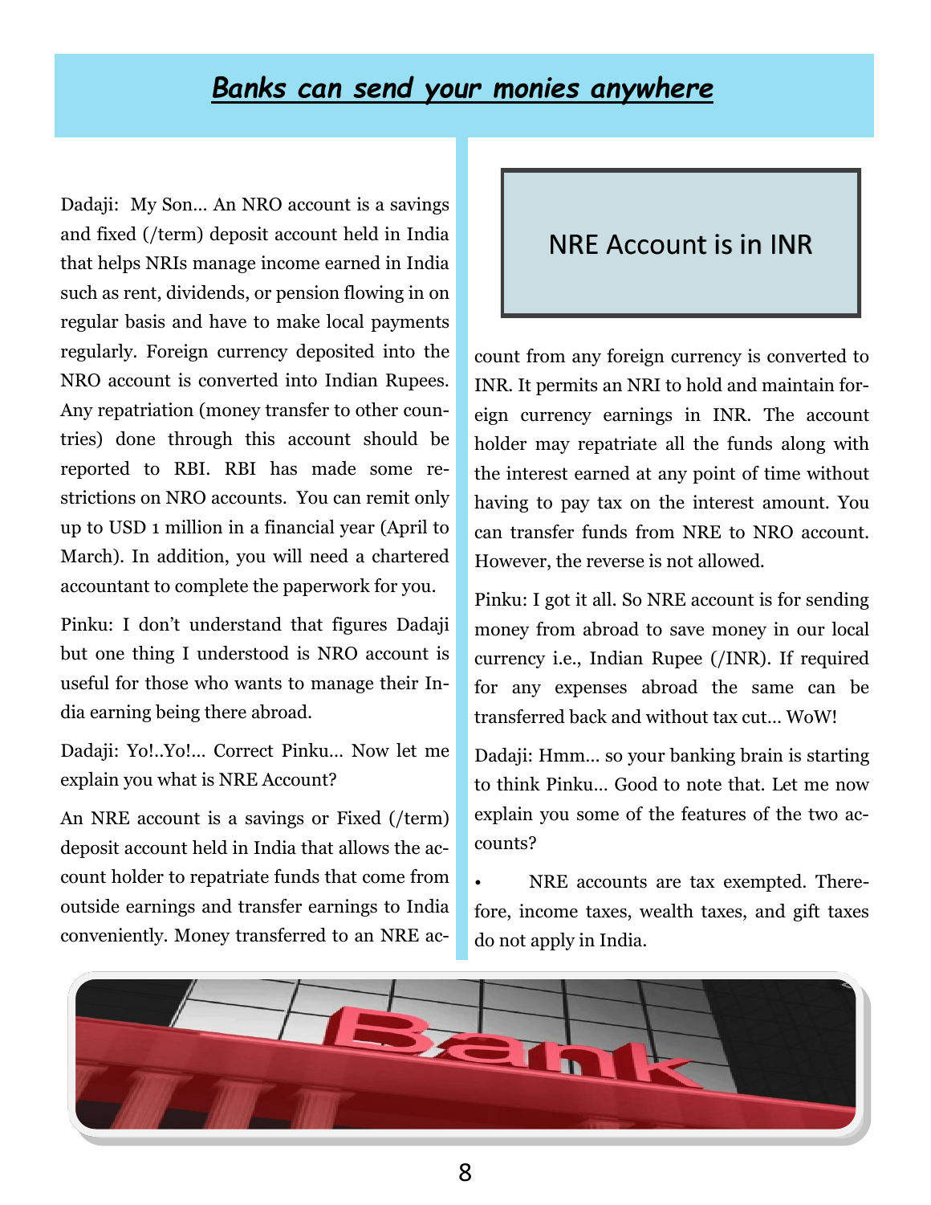## *Banks can send your monies anywhere*

Dadaji: My Son… An NRO account is a savings and fixed (/term) deposit account held in India that helps NRIs manage income earned in India such as rent, dividends, or pension flowing in on regular basis and have to make local payments regularly. Foreign currency deposited into the NRO account is converted into Indian Rupees. Any repatriation (money transfer to other countries) done through this account should be reported to RBI. RBI has made some restrictions on NRO accounts. You can remit only up to USD 1 million in a financial year (April to March). In addition, you will need a chartered accountant to complete the paperwork for you.

Pinku: I don't understand that figures Dadaji but one thing I understood is NRO account is useful for those who wants to manage their India earning being there abroad.

Dadaji: Yo!..Yo!… Correct Pinku… Now let me explain you what is NRE Account?

An NRE account is a savings or Fixed (/term) deposit account held in India that allows the account holder to repatriate funds that come from outside earnings and transfer earnings to India conveniently. Money transferred to an NRE account from any foreign currency is converted to INR. It permits an NRI to hold and maintain foreign currency earnings in INR. The account holder may repatriate all the funds along with the interest earned at any point of time without having to pay tax on the interest amount. You can transfer funds from NRE to NRO account. However, the reverse is not allowed.

> NRE Account is in INR

Pinku: I got it all. So NRE account is for sending money from abroad to save money in our local currency i.e., Indian Rupee (/INR). If required for any expenses abroad the same can be transferred back and without tax cut… WoW!

Dadaji: Hmm… so your banking brain is starting to think Pinku… Good to note that. Let me now explain you some of the features of the two accounts?

- NRE accounts are tax exempted. Therefore, income taxes, wealth taxes, and gift taxes do not apply in India.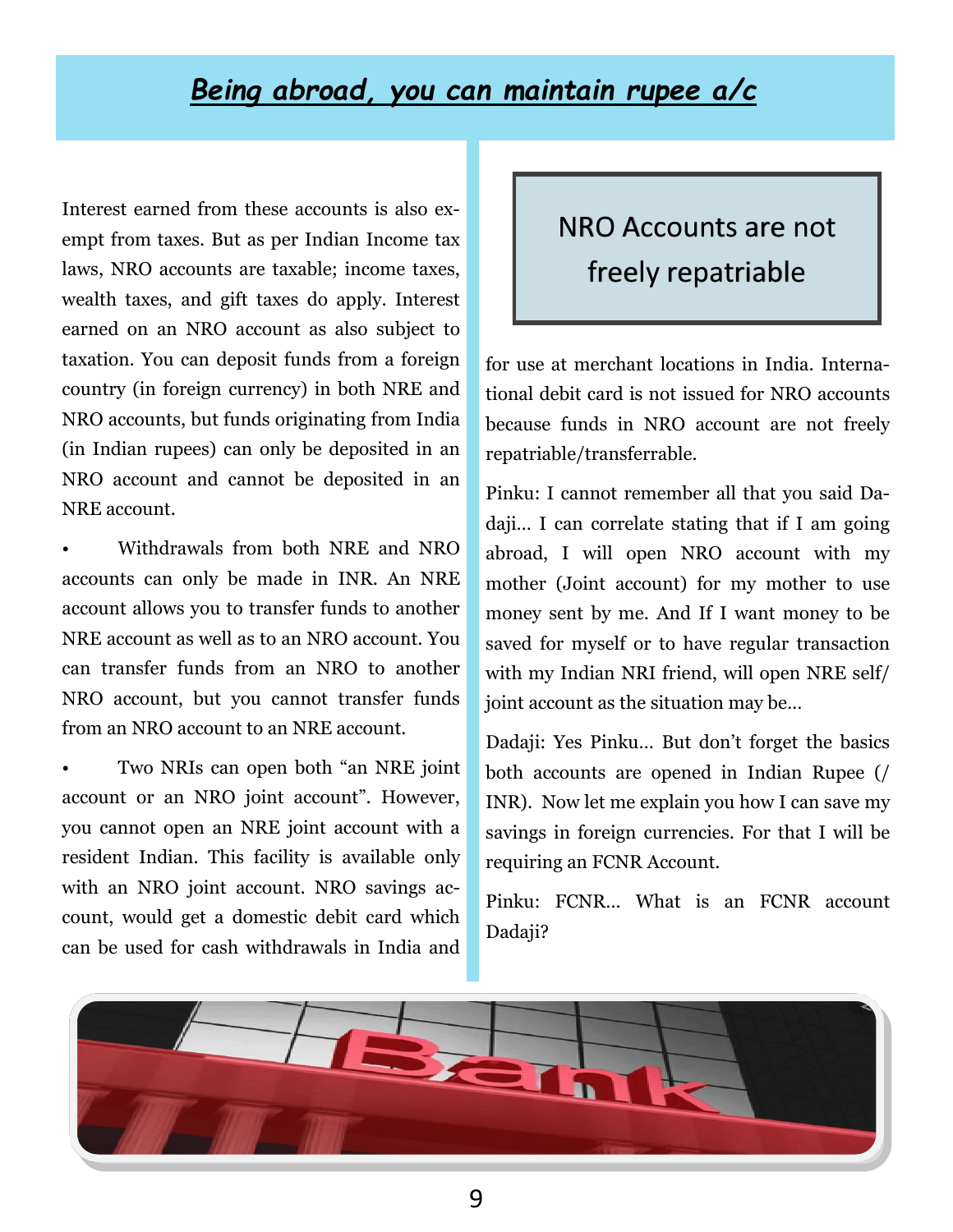## *Being abroad, you can maintain rupee a/c*

Interest earned from these accounts is also exempt from taxes. But as per Indian Income tax laws, NRO accounts are taxable; income taxes, wealth taxes, and gift taxes do apply. Interest earned on an NRO account as also subject to taxation. You can deposit funds from a foreign country (in foreign currency) in both NRE and NRO accounts, but funds originating from India (in Indian rupees) can only be deposited in an NRO account and cannot be deposited in an NRE account.

- Withdrawals from both NRE and NRO accounts can only be made in INR. An NRE account allows you to transfer funds to another NRE account as well as to an NRO account. You can transfer funds from an NRO to another NRO account, but you cannot transfer funds from an NRO account to an NRE account.
- Two NRIs can open both "an NRE joint account or an NRO joint account". However, you cannot open an NRE joint account with a resident Indian. This facility is available only with an NRO joint account. NRO savings account, would get a domestic debit card which can be used for cash withdrawals in India and for use at merchant locations in India. International debit card is not issued for NRO accounts because funds in NRO account are not freely repatriable/transferrable.

> NRO Accounts are not freely repatriable

Pinku: I cannot remember all that you said Dadaji… I can correlate stating that if I am going abroad, I will open NRO account with my mother (Joint account) for my mother to use money sent by me. And If I want money to be saved for myself or to have regular transaction with my Indian NRI friend, will open NRE self/ joint account as the situation may be…

Dadaji: Yes Pinku… But don't forget the basics both accounts are opened in Indian Rupee (/ INR). Now let me explain you how I can save my savings in foreign currencies. For that I will be requiring an FCNR Account.

Pinku: FCNR… What is an FCNR account Dadaji?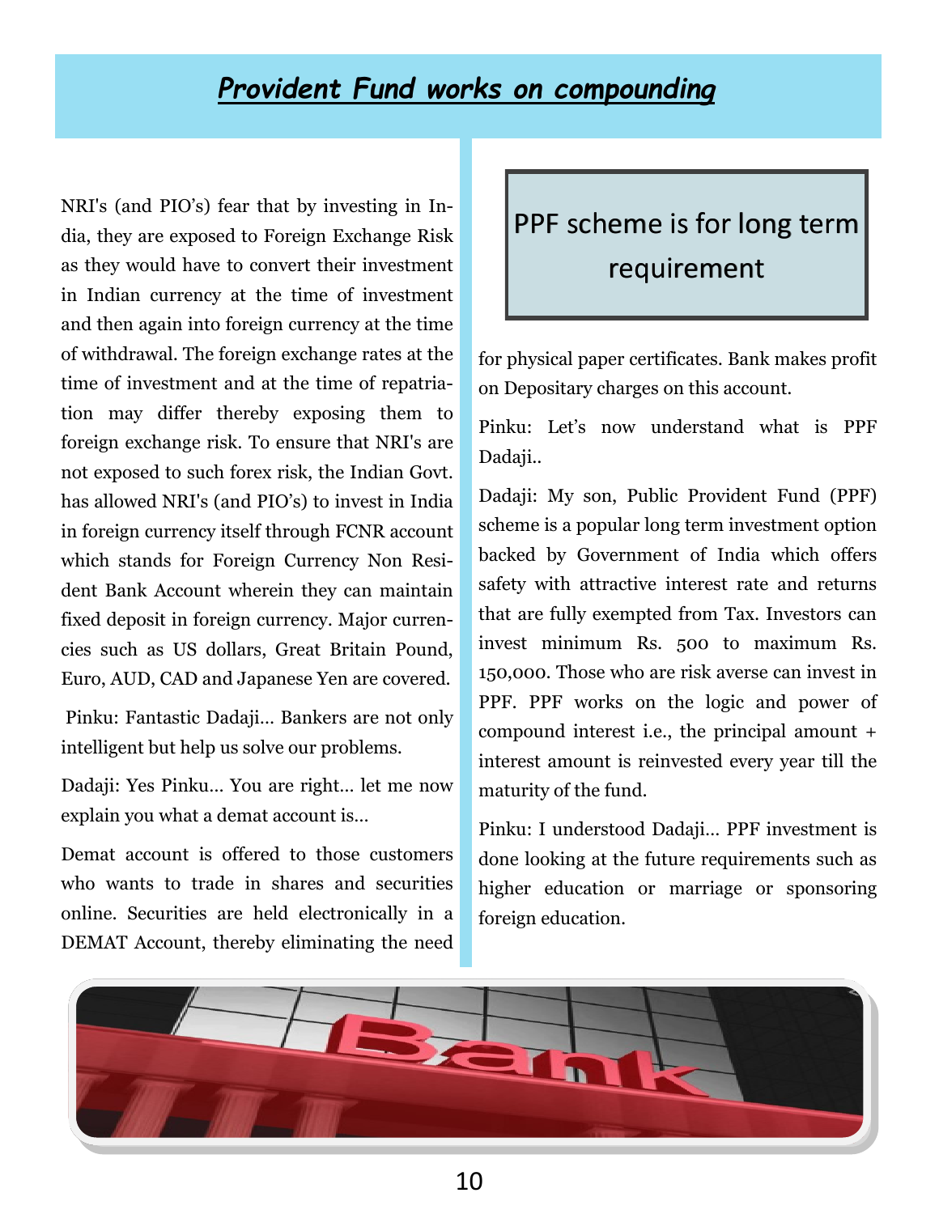# *Provident Fund works on compounding*

NRI's (and PIO's) fear that by investing in India, they are exposed to Foreign Exchange Risk as they would have to convert their investment in Indian currency at the time of investment and then again into foreign currency at the time of withdrawal. The foreign exchange rates at the time of investment and at the time of repatriation may differ thereby exposing them to foreign exchange risk. To ensure that NRI's are not exposed to such forex risk, the Indian Govt. has allowed NRI's (and PIO's) to invest in India in foreign currency itself through FCNR account which stands for Foreign Currency Non Resident Bank Account wherein they can maintain fixed deposit in foreign currency. Major currencies such as US dollars, Great Britain Pound, Euro, AUD, CAD and Japanese Yen are covered.

Pinku: Fantastic Dadaji… Bankers are not only intelligent but help us solve our problems.

Dadaji: Yes Pinku… You are right… let me now explain you what a demat account is…

Demat account is offered to those customers who wants to trade in shares and securities online. Securities are held electronically in a DEMAT Account, thereby eliminating the need for physical paper certificates. Bank makes profit on Depositary charges on this account.

> PPF scheme is for long term requirement

Pinku: Let's now understand what is PPF Dadaji..

Dadaji: My son, Public Provident Fund (PPF) scheme is a popular long term investment option backed by Government of India which offers safety with attractive interest rate and returns that are fully exempted from Tax. Investors can invest minimum Rs. 500 to maximum Rs. 150,000. Those who are risk averse can invest in PPF. PPF works on the logic and power of compound interest i.e., the principal amount + interest amount is reinvested every year till the maturity of the fund.

Pinku: I understood Dadaji… PPF investment is done looking at the future requirements such as higher education or marriage or sponsoring foreign education.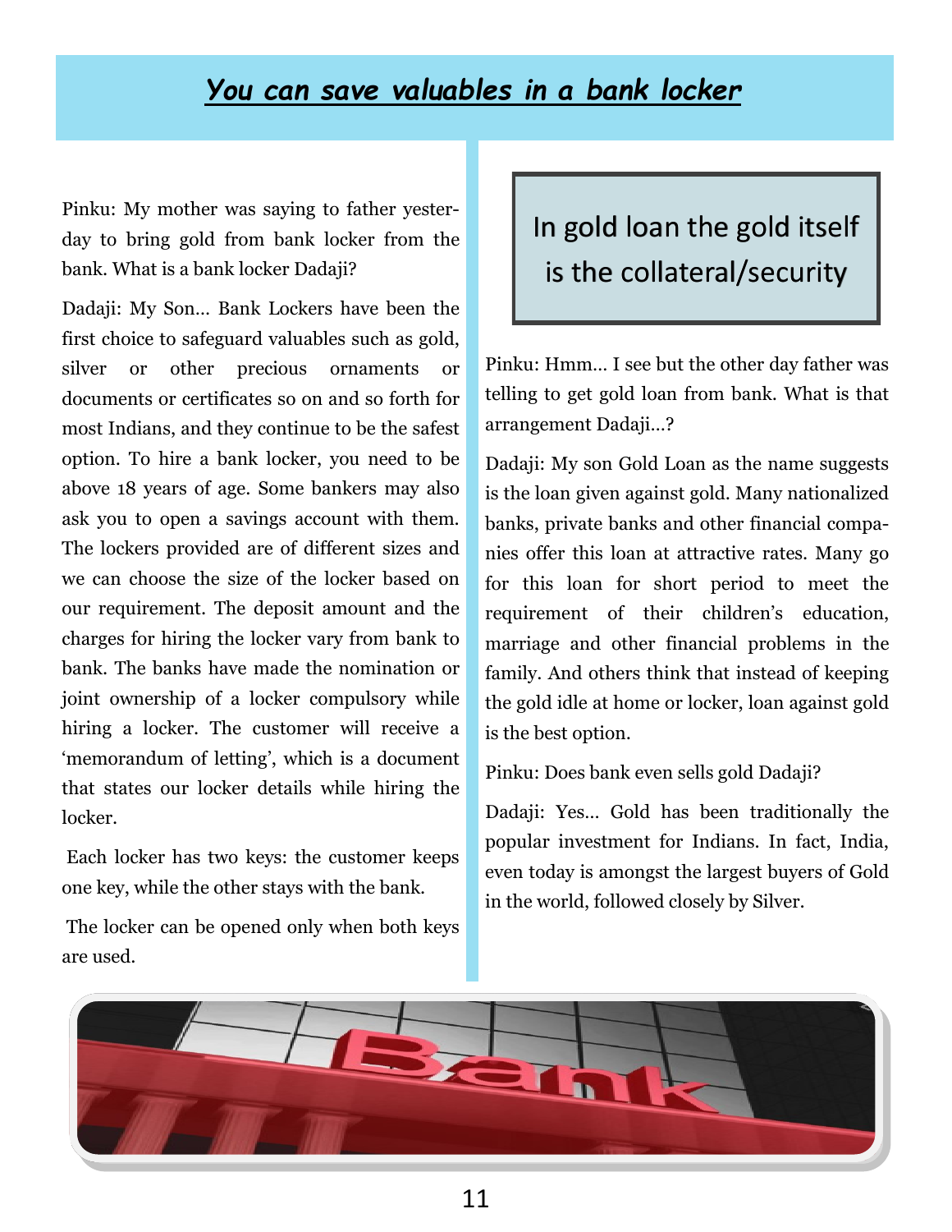# *You can save valuables in a bank locker*

Pinku: My mother was saying to father yesterday to bring gold from bank locker from the bank. What is a bank locker Dadaji?

Dadaji: My Son… Bank Lockers have been the first choice to safeguard valuables such as gold, silver or other precious ornaments or documents or certificates so on and so forth for most Indians, and they continue to be the safest option. To hire a bank locker, you need to be above 18 years of age. Some bankers may also ask you to open a savings account with them. The lockers provided are of different sizes and we can choose the size of the locker based on our requirement. The deposit amount and the charges for hiring the locker vary from bank to bank. The banks have made the nomination or joint ownership of a locker compulsory while hiring a locker. The customer will receive a 'memorandum of letting', which is a document that states our locker details while hiring the locker.

Each locker has two keys: the customer keeps one key, while the other stays with the bank.

The locker can be opened only when both keys are used.

> In gold loan the gold itself is the collateral/security

Pinku: Hmm… I see but the other day father was telling to get gold loan from bank. What is that arrangement Dadaji…?

Dadaji: My son Gold Loan as the name suggests is the loan given against gold. Many nationalized banks, private banks and other financial companies offer this loan at attractive rates. Many go for this loan for short period to meet the requirement of their children's education, marriage and other financial problems in the family. And others think that instead of keeping the gold idle at home or locker, loan against gold is the best option.

Pinku: Does bank even sells gold Dadaji?

Dadaji: Yes… Gold has been traditionally the popular investment for Indians. In fact, India, even today is amongst the largest buyers of Gold in the world, followed closely by Silver.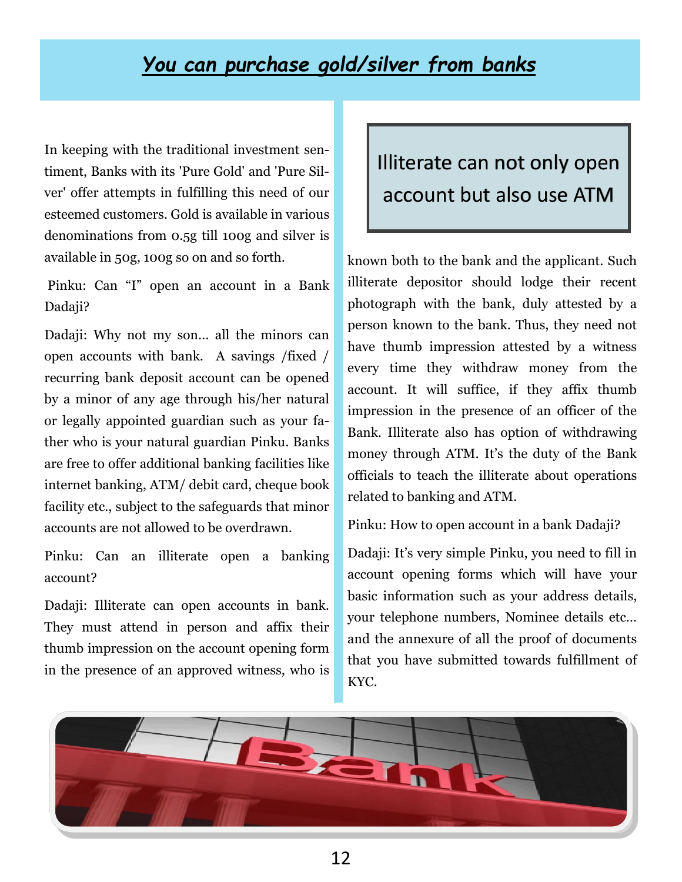# *You can purchase gold/silver from banks*

In keeping with the traditional investment sentiment, Banks with its 'Pure Gold' and 'Pure Silver' offer attempts in fulfilling this need of our esteemed customers. Gold is available in various denominations from 0.5g till 100g and silver is available in 50g, 100g so on and so forth.

Pinku: Can "I" open an account in a Bank Dadaji?

Dadaji: Why not my son… all the minors can open accounts with bank. A savings /fixed / recurring bank deposit account can be opened by a minor of any age through his/her natural or legally appointed guardian such as your father who is your natural guardian Pinku. Banks are free to offer additional banking facilities like internet banking, ATM/ debit card, cheque book facility etc., subject to the safeguards that minor accounts are not allowed to be overdrawn.

Pinku: Can an illiterate open a banking account?

Dadaji: Illiterate can open accounts in bank. They must attend in person and affix their thumb impression on the account opening form in the presence of an approved witness, who is known both to the bank and the applicant. Such illiterate depositor should lodge their recent photograph with the bank, duly attested by a person known to the bank. Thus, they need not have thumb impression attested by a witness every time they withdraw money from the account. It will suffice, if they affix thumb impression in the presence of an officer of the Bank. Illiterate also has option of withdrawing money through ATM. It's the duty of the Bank officials to teach the illiterate about operations related to banking and ATM.

> Illiterate can not only open account but also use ATM

Pinku: How to open account in a bank Dadaji?

Dadaji: It's very simple Pinku, you need to fill in account opening forms which will have your basic information such as your address details, your telephone numbers, Nominee details etc… and the annexure of all the proof of documents that you have submitted towards fulfillment of KYC.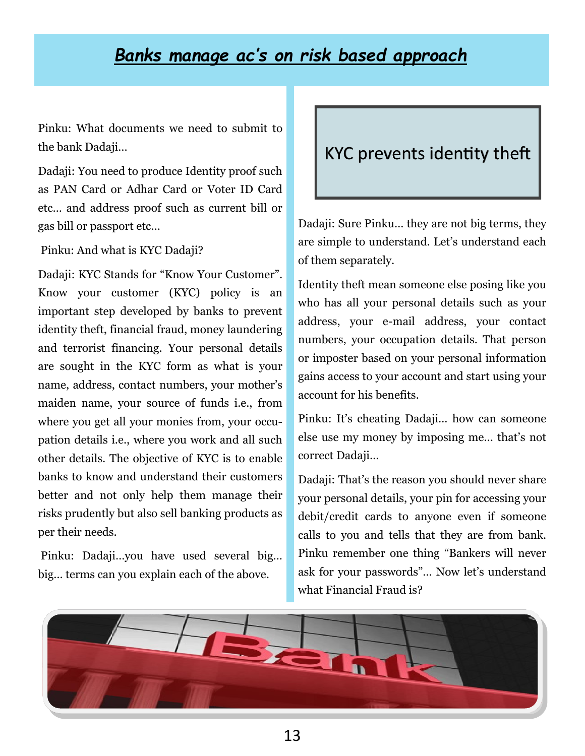# ***Banks manage ac's on risk based approach***

Pinku: What documents we need to submit to the bank Dadaji…

Dadaji: You need to produce Identity proof such as PAN Card or Adhar Card or Voter ID Card etc… and address proof such as current bill or gas bill or passport etc…

Pinku: And what is KYC Dadaji?

Dadaji: KYC Stands for "Know Your Customer". Know your customer (KYC) policy is an important step developed by banks to prevent identity theft, financial fraud, money laundering and terrorist financing. Your personal details are sought in the KYC form as what is your name, address, contact numbers, your mother's maiden name, your source of funds i.e., from where you get all your monies from, your occupation details i.e., where you work and all such other details. The objective of KYC is to enable banks to know and understand their customers better and not only help them manage their risks prudently but also sell banking products as per their needs.

Pinku: Dadaji…you have used several big… big… terms can you explain each of the above.

## KYC prevents identity theft

Dadaji: Sure Pinku… they are not big terms, they are simple to understand. Let's understand each of them separately.

Identity theft mean someone else posing like you who has all your personal details such as your address, your e-mail address, your contact numbers, your occupation details. That person or imposter based on your personal information gains access to your account and start using your account for his benefits.

Pinku: It's cheating Dadaji… how can someone else use my money by imposing me… that's not correct Dadaji…

Dadaji: That's the reason you should never share your personal details, your pin for accessing your debit/credit cards to anyone even if someone calls to you and tells that they are from bank. Pinku remember one thing "Bankers will never ask for your passwords"… Now let's understand what Financial Fraud is?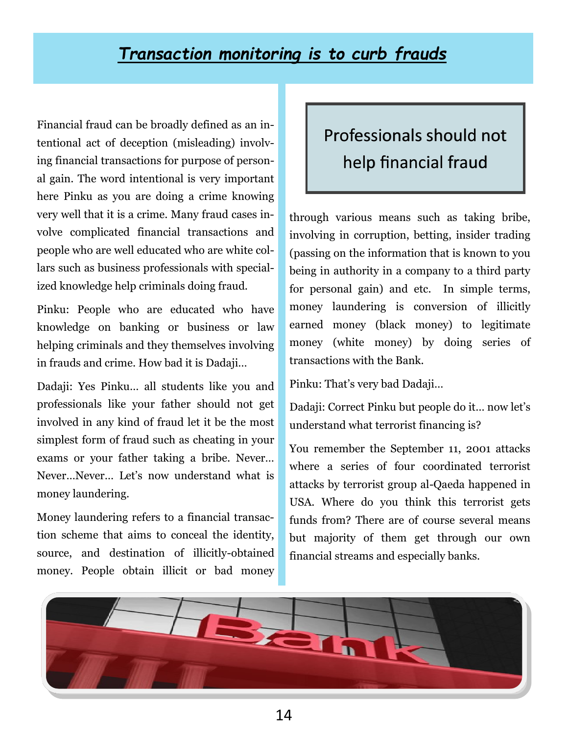# ***Transaction monitoring is to curb frauds***

Financial fraud can be broadly defined as an intentional act of deception (misleading) involving financial transactions for purpose of personal gain. The word intentional is very important here Pinku as you are doing a crime knowing very well that it is a crime. Many fraud cases involve complicated financial transactions and people who are well educated who are white collars such as business professionals with specialized knowledge help criminals doing fraud.

Pinku: People who are educated who have knowledge on banking or business or law helping criminals and they themselves involving in frauds and crime. How bad it is Dadaji…

Dadaji: Yes Pinku… all students like you and professionals like your father should not get involved in any kind of fraud let it be the most simplest form of fraud such as cheating in your exams or your father taking a bribe. Never… Never…Never… Let's now understand what is money laundering.

Money laundering refers to a financial transaction scheme that aims to conceal the identity, source, and destination of illicitly-obtained money. People obtain illicit or bad money through various means such as taking bribe, involving in corruption, betting, insider trading (passing on the information that is known to you being in authority in a company to a third party for personal gain) and etc. In simple terms, money laundering is conversion of illicitly earned money (black money) to legitimate money (white money) by doing series of transactions with the Bank.

> Professionals should not help financial fraud

Pinku: That's very bad Dadaji…

Dadaji: Correct Pinku but people do it… now let's understand what terrorist financing is?

You remember the September 11, 2001 attacks where a series of four coordinated terrorist attacks by terrorist group al-Qaeda happened in USA. Where do you think this terrorist gets funds from? There are of course several means but majority of them get through our own financial streams and especially banks.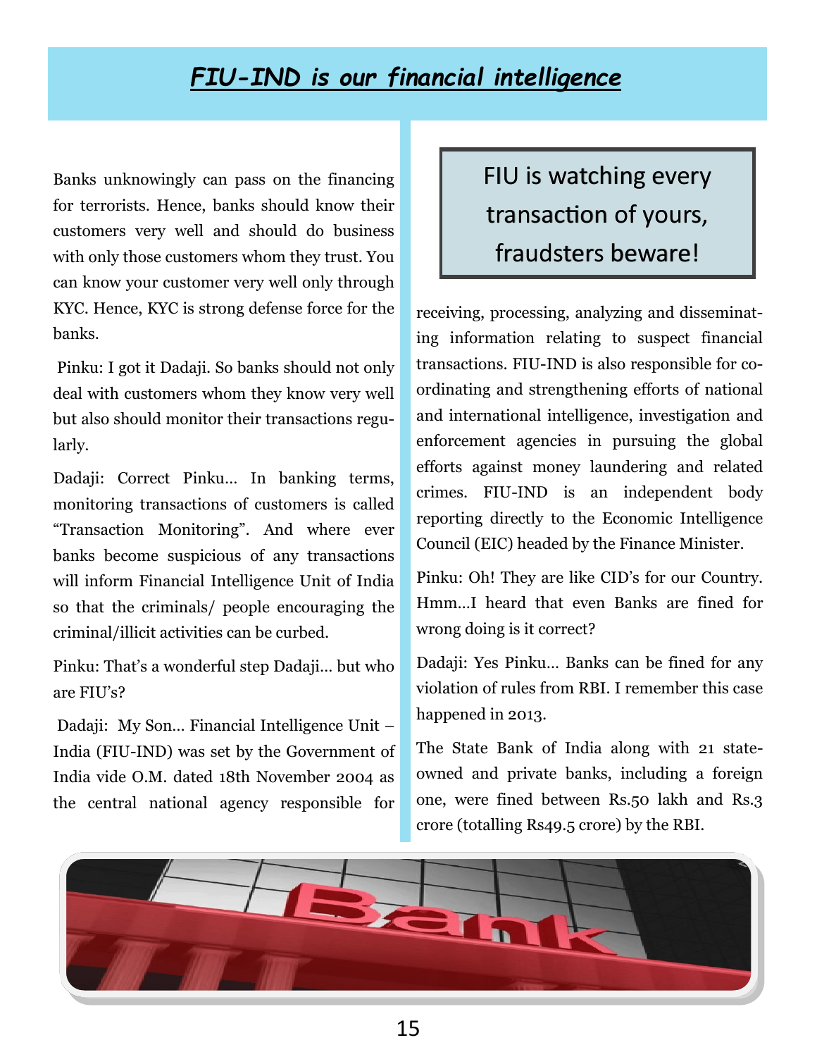# *FIU-IND is our financial intelligence*

Banks unknowingly can pass on the financing for terrorists. Hence, banks should know their customers very well and should do business with only those customers whom they trust. You can know your customer very well only through KYC. Hence, KYC is strong defense force for the banks.

Pinku: I got it Dadaji. So banks should not only deal with customers whom they know very well but also should monitor their transactions regularly.

Dadaji: Correct Pinku... In banking terms, monitoring transactions of customers is called "Transaction Monitoring". And where ever banks become suspicious of any transactions will inform Financial Intelligence Unit of India so that the criminals/ people encouraging the criminal/illicit activities can be curbed.

Pinku: That's a wonderful step Dadaji... but who are FIU's?

Dadaji: My Son... Financial Intelligence Unit – India (FIU-IND) was set by the Government of India vide O.M. dated 18th November 2004 as the central national agency responsible for receiving, processing, analyzing and disseminating information relating to suspect financial transactions. FIU-IND is also responsible for co-ordinating and strengthening efforts of national and international intelligence, investigation and enforcement agencies in pursuing the global efforts against money laundering and related crimes. FIU-IND is an independent body reporting directly to the Economic Intelligence Council (EIC) headed by the Finance Minister.

> FIU is watching every transaction of yours, fraudsters beware!

Pinku: Oh! They are like CID's for our Country. Hmm...I heard that even Banks are fined for wrong doing is it correct?

Dadaji: Yes Pinku... Banks can be fined for any violation of rules from RBI. I remember this case happened in 2013.

The State Bank of India along with 21 state-owned and private banks, including a foreign one, were fined between Rs.50 lakh and Rs.3 crore (totalling Rs49.5 crore) by the RBI.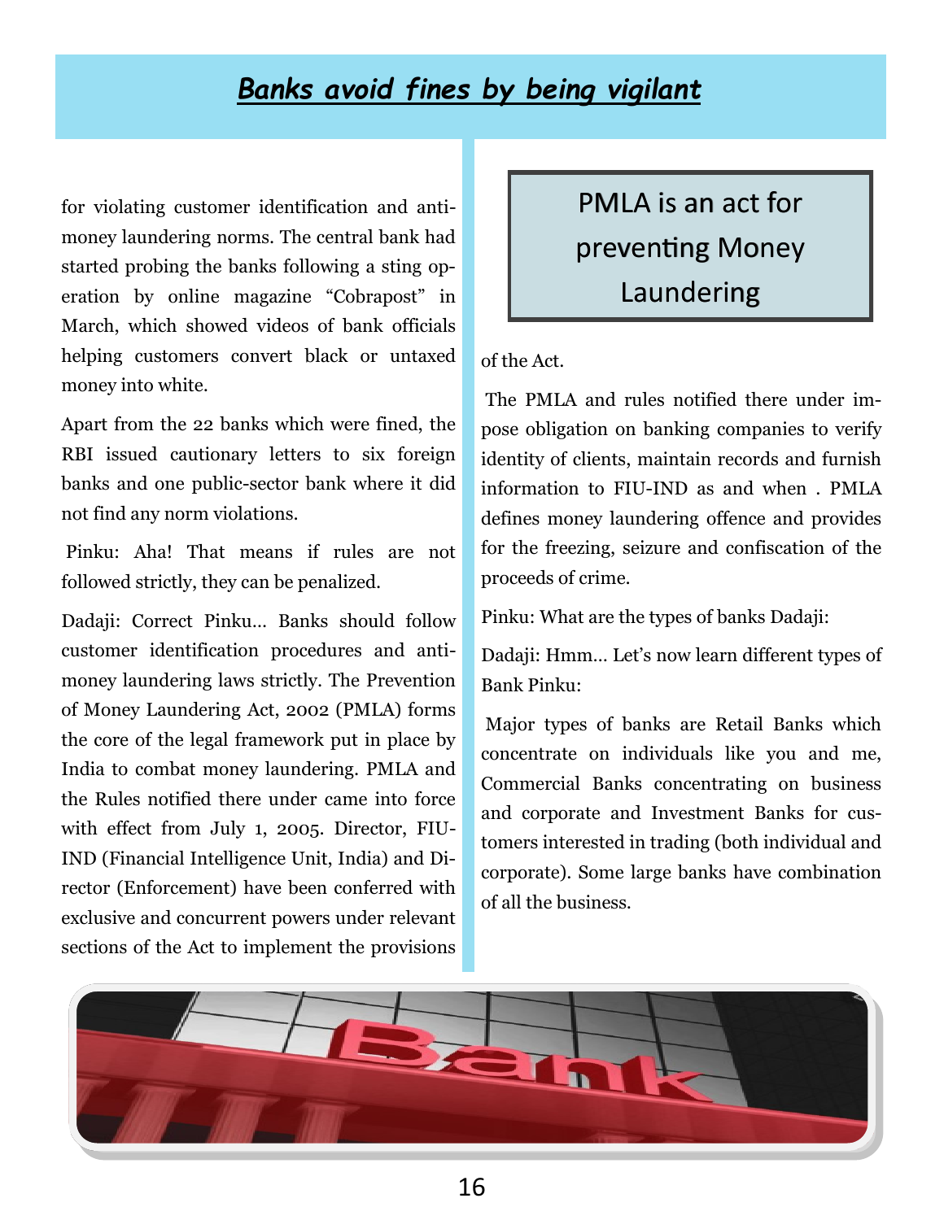## *Banks avoid fines by being vigilant*

for violating customer identification and anti-money laundering norms. The central bank had started probing the banks following a sting operation by online magazine "Cobrapost" in March, which showed videos of bank officials helping customers convert black or untaxed money into white.

Apart from the 22 banks which were fined, the RBI issued cautionary letters to six foreign banks and one public-sector bank where it did not find any norm violations.

Pinku: Aha! That means if rules are not followed strictly, they can be penalized.

Dadaji: Correct Pinku… Banks should follow customer identification procedures and anti-money laundering laws strictly. The Prevention of Money Laundering Act, 2002 (PMLA) forms the core of the legal framework put in place by India to combat money laundering. PMLA and the Rules notified there under came into force with effect from July 1, 2005. Director, FIU-IND (Financial Intelligence Unit, India) and Director (Enforcement) have been conferred with exclusive and concurrent powers under relevant sections of the Act to implement the provisions of the Act.

> PMLA is an act for preventing Money Laundering

The PMLA and rules notified there under impose obligation on banking companies to verify identity of clients, maintain records and furnish information to FIU-IND as and when . PMLA defines money laundering offence and provides for the freezing, seizure and confiscation of the proceeds of crime.

Pinku: What are the types of banks Dadaji:

Dadaji: Hmm… Let's now learn different types of Bank Pinku:

Major types of banks are Retail Banks which concentrate on individuals like you and me, Commercial Banks concentrating on business and corporate and Investment Banks for customers interested in trading (both individual and corporate). Some large banks have combination of all the business.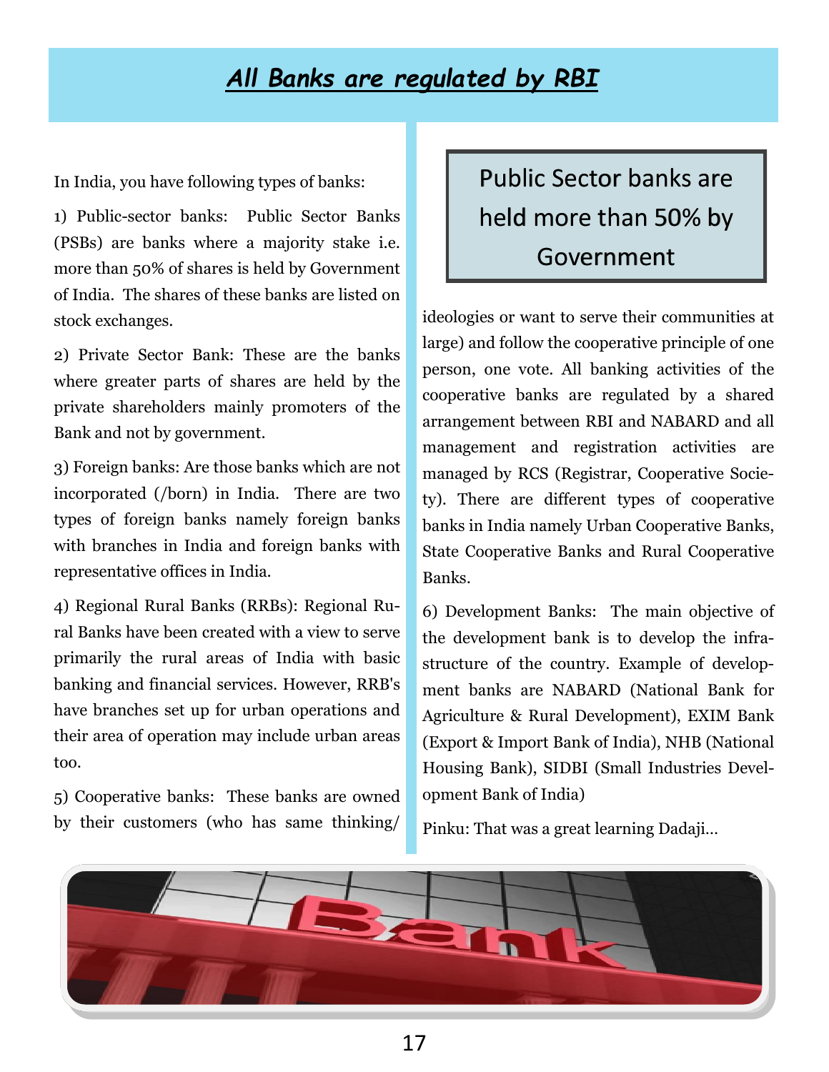# *All Banks are regulated by RBI*

In India, you have following types of banks:

1) Public-sector banks: Public Sector Banks (PSBs) are banks where a majority stake i.e. more than 50% of shares is held by Government of India. The shares of these banks are listed on stock exchanges.

2) Private Sector Bank: These are the banks where greater parts of shares are held by the private shareholders mainly promoters of the Bank and not by government.

3) Foreign banks: Are those banks which are not incorporated (/born) in India. There are two types of foreign banks namely foreign banks with branches in India and foreign banks with representative offices in India.

4) Regional Rural Banks (RRBs): Regional Rural Banks have been created with a view to serve primarily the rural areas of India with basic banking and financial services. However, RRB's have branches set up for urban operations and their area of operation may include urban areas too.

5) Cooperative banks: These banks are owned by their customers (who has same thinking/ideologies or want to serve their communities at large) and follow the cooperative principle of one person, one vote. All banking activities of the cooperative banks are regulated by a shared arrangement between RBI and NABARD and all management and registration activities are managed by RCS (Registrar, Cooperative Society). There are different types of cooperative banks in India namely Urban Cooperative Banks, State Cooperative Banks and Rural Cooperative Banks.

> Public Sector banks are held more than 50% by Government

6) Development Banks: The main objective of the development bank is to develop the infrastructure of the country. Example of development banks are NABARD (National Bank for Agriculture & Rural Development), EXIM Bank (Export & Import Bank of India), NHB (National Housing Bank), SIDBI (Small Industries Development Bank of India)

Pinku: That was a great learning Dadaji…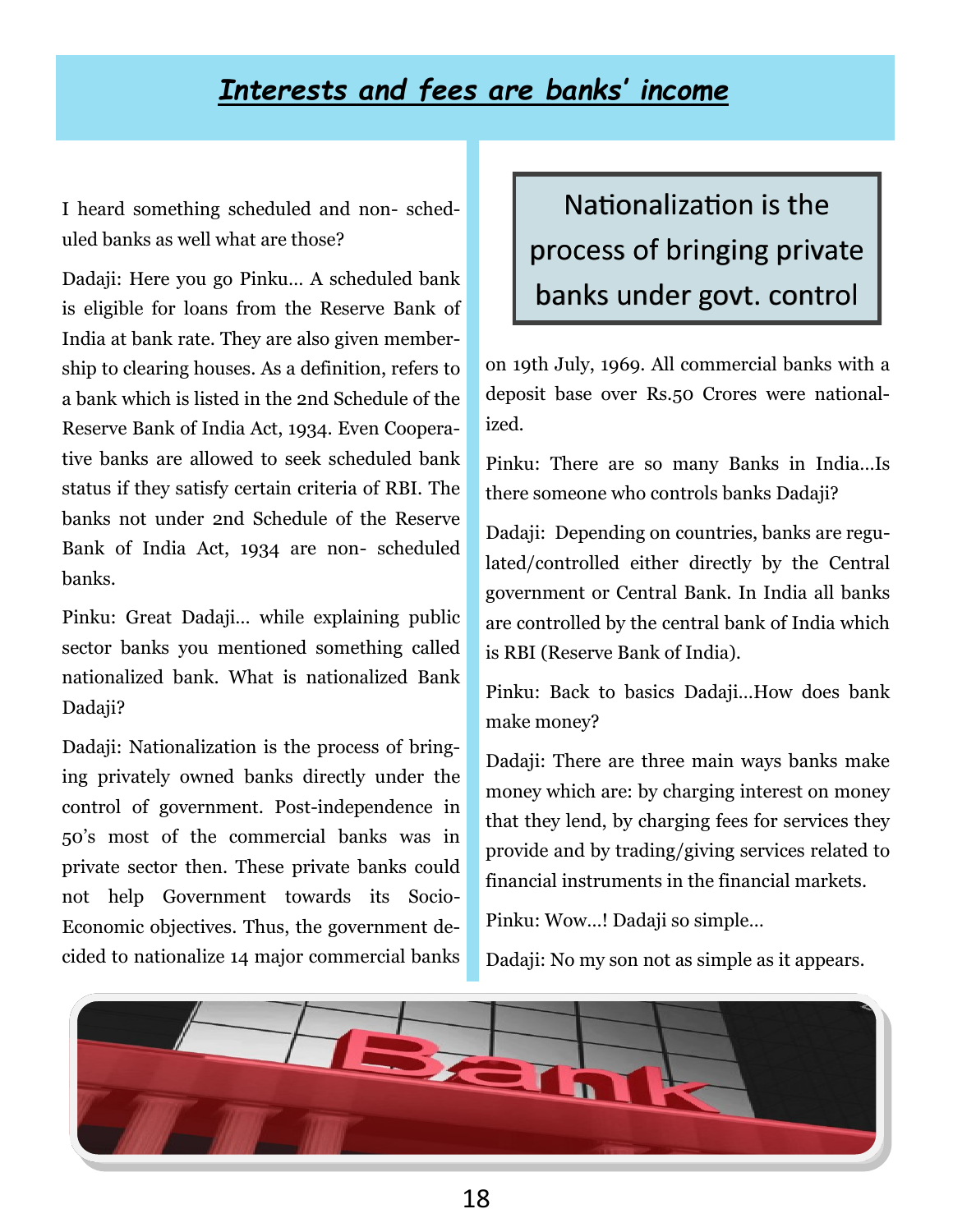# *Interests and fees are banks' income*

I heard something scheduled and non- scheduled banks as well what are those?

Dadaji: Here you go Pinku… A scheduled bank is eligible for loans from the Reserve Bank of India at bank rate. They are also given membership to clearing houses. As a definition, refers to a bank which is listed in the 2nd Schedule of the Reserve Bank of India Act, 1934. Even Cooperative banks are allowed to seek scheduled bank status if they satisfy certain criteria of RBI. The banks not under 2nd Schedule of the Reserve Bank of India Act, 1934 are non- scheduled banks.

Pinku: Great Dadaji… while explaining public sector banks you mentioned something called nationalized bank. What is nationalized Bank Dadaji?

Dadaji: Nationalization is the process of bringing privately owned banks directly under the control of government. Post-independence in 50's most of the commercial banks was in private sector then. These private banks could not help Government towards its Socio-Economic objectives. Thus, the government decided to nationalize 14 major commercial banks on 19th July, 1969. All commercial banks with a deposit base over Rs.50 Crores were nationalized.

> Nationalization is the process of bringing private banks under govt. control

Pinku: There are so many Banks in India…Is there someone who controls banks Dadaji?

Dadaji: Depending on countries, banks are regulated/controlled either directly by the Central government or Central Bank. In India all banks are controlled by the central bank of India which is RBI (Reserve Bank of India).

Pinku: Back to basics Dadaji…How does bank make money?

Dadaji: There are three main ways banks make money which are: by charging interest on money that they lend, by charging fees for services they provide and by trading/giving services related to financial instruments in the financial markets.

Pinku: Wow…! Dadaji so simple…

Dadaji: No my son not as simple as it appears.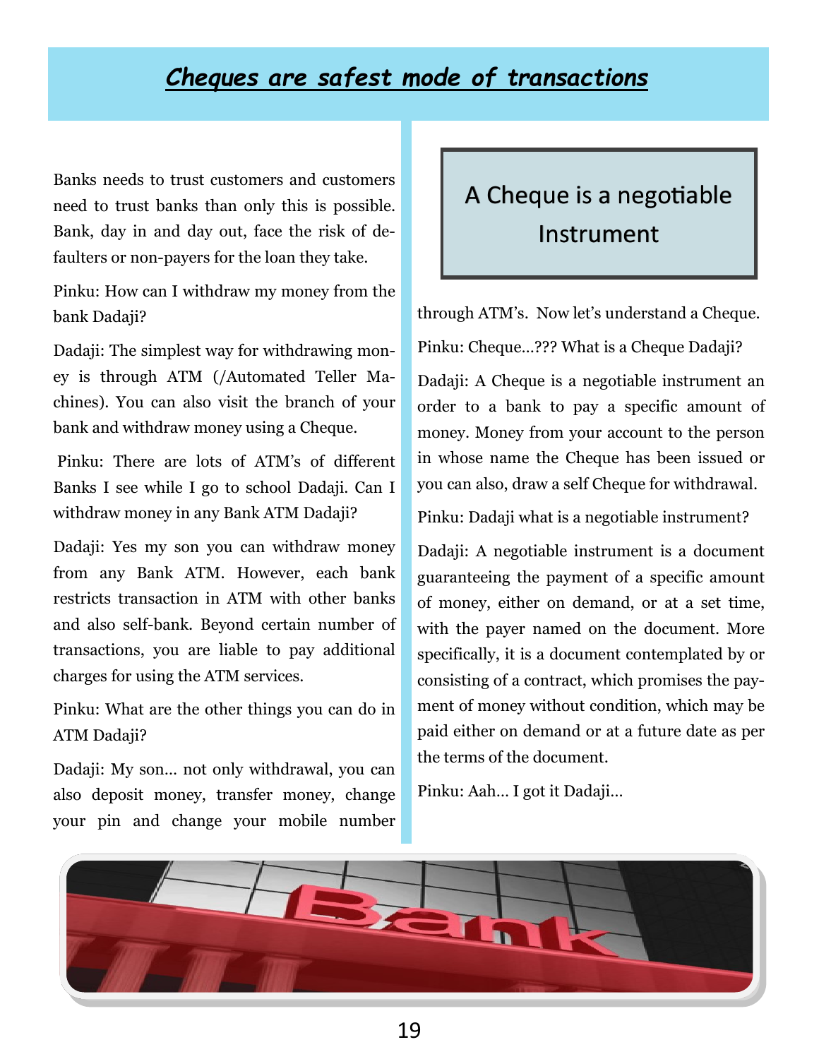# *Cheques are safest mode of transactions*

Banks needs to trust customers and customers need to trust banks than only this is possible. Bank, day in and day out, face the risk of defaulters or non-payers for the loan they take.

Pinku: How can I withdraw my money from the bank Dadaji?

Dadaji: The simplest way for withdrawing money is through ATM (/Automated Teller Machines). You can also visit the branch of your bank and withdraw money using a Cheque.

Pinku: There are lots of ATM's of different Banks I see while I go to school Dadaji. Can I withdraw money in any Bank ATM Dadaji?

Dadaji: Yes my son you can withdraw money from any Bank ATM. However, each bank restricts transaction in ATM with other banks and also self-bank. Beyond certain number of transactions, you are liable to pay additional charges for using the ATM services.

Pinku: What are the other things you can do in ATM Dadaji?

Dadaji: My son… not only withdrawal, you can also deposit money, transfer money, change your pin and change your mobile number through ATM's. Now let's understand a Cheque.

> A Cheque is a negotiable Instrument

Pinku: Cheque…??? What is a Cheque Dadaji?

Dadaji: A Cheque is a negotiable instrument an order to a bank to pay a specific amount of money. Money from your account to the person in whose name the Cheque has been issued or you can also, draw a self Cheque for withdrawal.

Pinku: Dadaji what is a negotiable instrument?

Dadaji: A negotiable instrument is a document guaranteeing the payment of a specific amount of money, either on demand, or at a set time, with the payer named on the document. More specifically, it is a document contemplated by or consisting of a contract, which promises the payment of money without condition, which may be paid either on demand or at a future date as per the terms of the document.

Pinku: Aah… I got it Dadaji…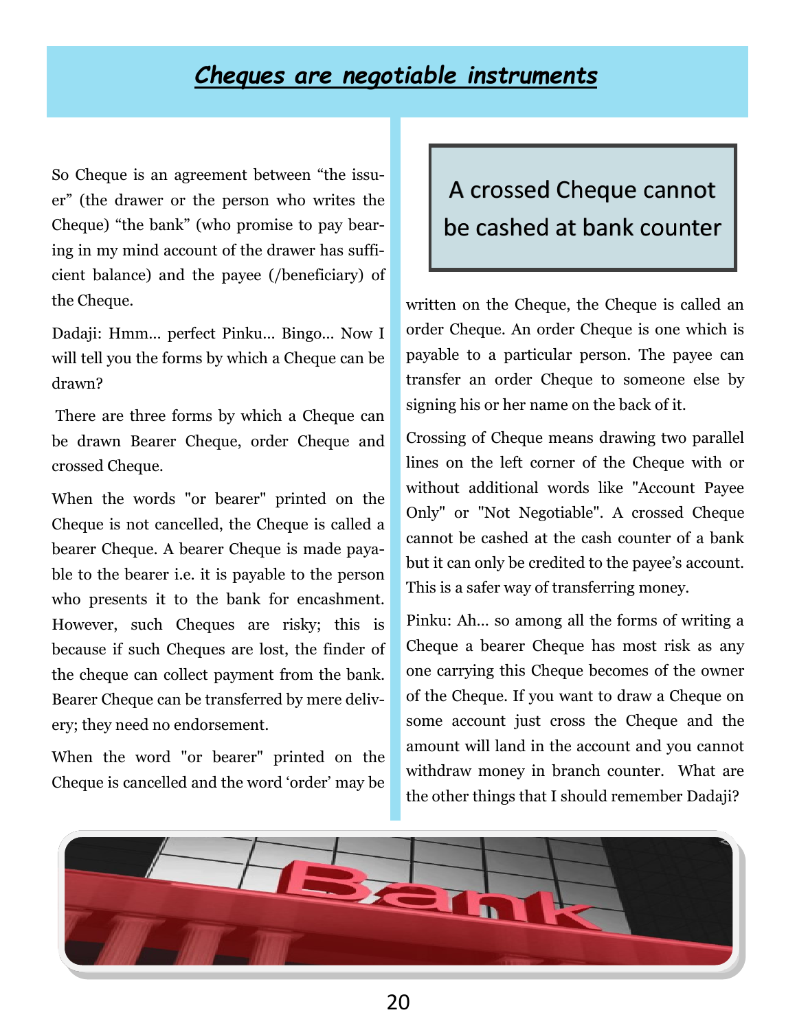## *Cheques are negotiable instruments*

So Cheque is an agreement between "the issuer" (the drawer or the person who writes the Cheque) "the bank" (who promise to pay bearing in my mind account of the drawer has sufficient balance) and the payee (/beneficiary) of the Cheque.

Dadaji: Hmm… perfect Pinku… Bingo… Now I will tell you the forms by which a Cheque can be drawn?

There are three forms by which a Cheque can be drawn Bearer Cheque, order Cheque and crossed Cheque.

When the words "or bearer" printed on the Cheque is not cancelled, the Cheque is called a bearer Cheque. A bearer Cheque is made payable to the bearer i.e. it is payable to the person who presents it to the bank for encashment. However, such Cheques are risky; this is because if such Cheques are lost, the finder of the cheque can collect payment from the bank. Bearer Cheque can be transferred by mere delivery; they need no endorsement.

When the word "or bearer" printed on the Cheque is cancelled and the word 'order' may be written on the Cheque, the Cheque is called an order Cheque. An order Cheque is one which is payable to a particular person. The payee can transfer an order Cheque to someone else by signing his or her name on the back of it.

> A crossed Cheque cannot be cashed at bank counter

Crossing of Cheque means drawing two parallel lines on the left corner of the Cheque with or without additional words like "Account Payee Only" or "Not Negotiable". A crossed Cheque cannot be cashed at the cash counter of a bank but it can only be credited to the payee's account. This is a safer way of transferring money.

Pinku: Ah… so among all the forms of writing a Cheque a bearer Cheque has most risk as any one carrying this Cheque becomes of the owner of the Cheque. If you want to draw a Cheque on some account just cross the Cheque and the amount will land in the account and you cannot withdraw money in branch counter. What are the other things that I should remember Dadaji?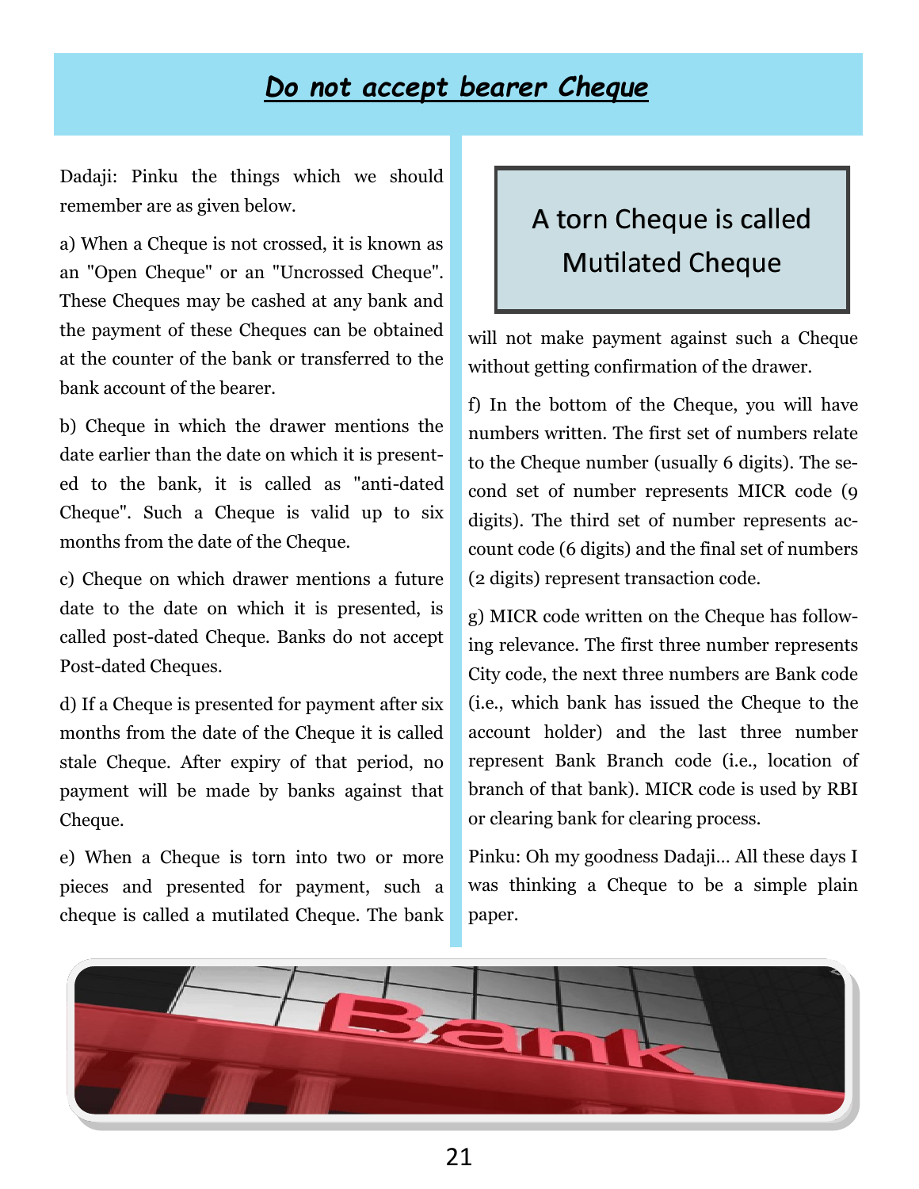# ***Do not accept bearer Cheque***

Dadaji: Pinku the things which we should remember are as given below.

a) When a Cheque is not crossed, it is known as an "Open Cheque" or an "Uncrossed Cheque". These Cheques may be cashed at any bank and the payment of these Cheques can be obtained at the counter of the bank or transferred to the bank account of the bearer.

b) Cheque in which the drawer mentions the date earlier than the date on which it is presented to the bank, it is called as "anti-dated Cheque". Such a Cheque is valid up to six months from the date of the Cheque.

c) Cheque on which drawer mentions a future date to the date on which it is presented, is called post-dated Cheque. Banks do not accept Post-dated Cheques.

d) If a Cheque is presented for payment after six months from the date of the Cheque it is called stale Cheque. After expiry of that period, no payment will be made by banks against that Cheque.

e) When a Cheque is torn into two or more pieces and presented for payment, such a cheque is called a mutilated Cheque. The bank will not make payment against such a Cheque without getting confirmation of the drawer.

> A torn Cheque is called Mutilated Cheque

f) In the bottom of the Cheque, you will have numbers written. The first set of numbers relate to the Cheque number (usually 6 digits). The second set of number represents MICR code (9 digits). The third set of number represents account code (6 digits) and the final set of numbers (2 digits) represent transaction code.

g) MICR code written on the Cheque has following relevance. The first three number represents City code, the next three numbers are Bank code (i.e., which bank has issued the Cheque to the account holder) and the last three number represent Bank Branch code (i.e., location of branch of that bank). MICR code is used by RBI or clearing bank for clearing process.

Pinku: Oh my goodness Dadaji... All these days I was thinking a Cheque to be a simple plain paper.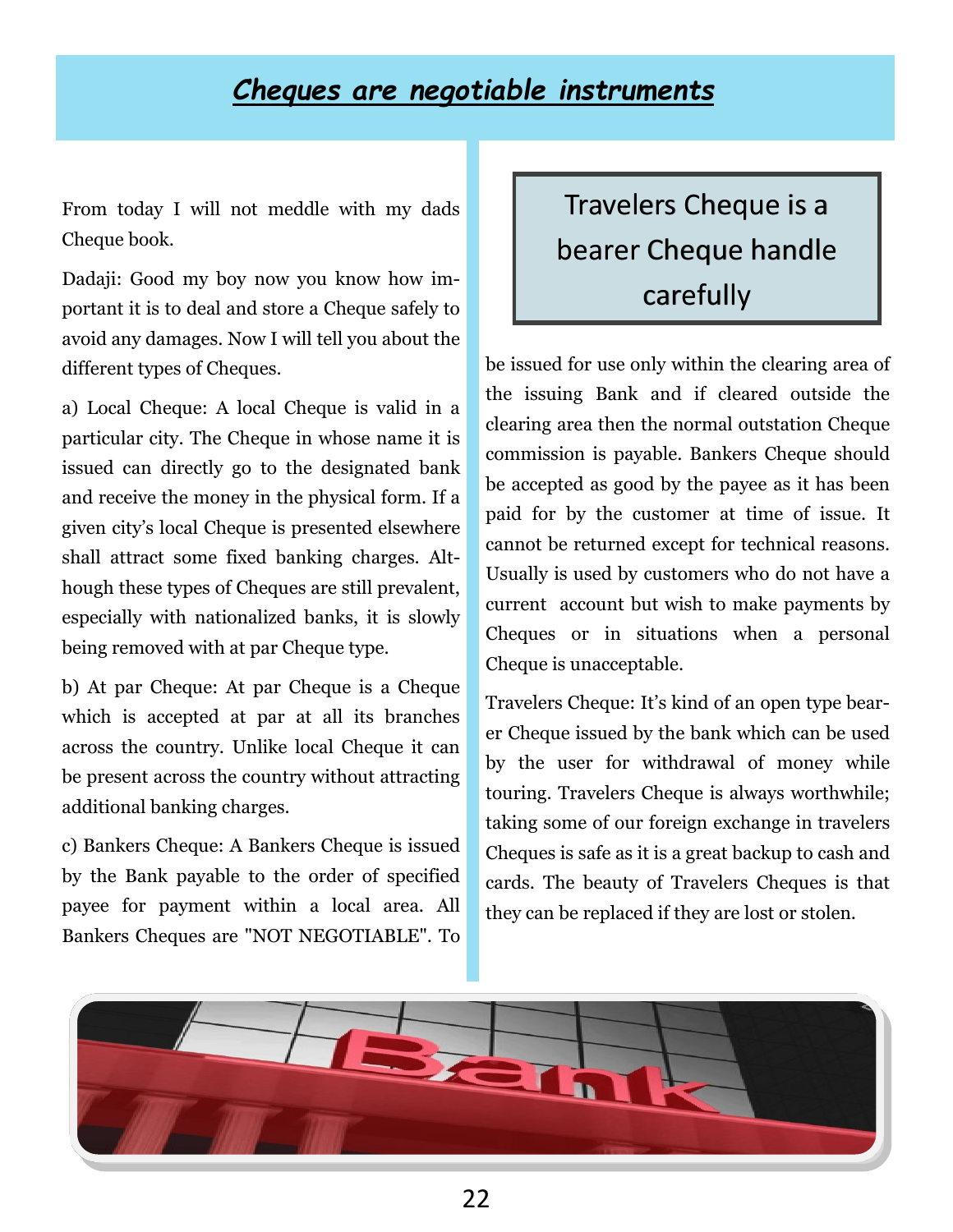## *Cheques are negotiable instruments*

From today I will not meddle with my dads Cheque book.

Dadaji: Good my boy now you know how important it is to deal and store a Cheque safely to avoid any damages. Now I will tell you about the different types of Cheques.

a) Local Cheque: A local Cheque is valid in a particular city. The Cheque in whose name it is issued can directly go to the designated bank and receive the money in the physical form. If a given city's local Cheque is presented elsewhere shall attract some fixed banking charges. Although these types of Cheques are still prevalent, especially with nationalized banks, it is slowly being removed with at par Cheque type.

b) At par Cheque: At par Cheque is a Cheque which is accepted at par at all its branches across the country. Unlike local Cheque it can be present across the country without attracting additional banking charges.

c) Bankers Cheque: A Bankers Cheque is issued by the Bank payable to the order of specified payee for payment within a local area. All Bankers Cheques are "NOT NEGOTIABLE". To be issued for use only within the clearing area of the issuing Bank and if cleared outside the clearing area then the normal outstation Cheque commission is payable. Bankers Cheque should be accepted as good by the payee as it has been paid for by the customer at time of issue. It cannot be returned except for technical reasons. Usually is used by customers who do not have a current account but wish to make payments by Cheques or in situations when a personal Cheque is unacceptable.

> Travelers Cheque is a bearer Cheque handle carefully

Travelers Cheque: It's kind of an open type bearer Cheque issued by the bank which can be used by the user for withdrawal of money while touring. Travelers Cheque is always worthwhile; taking some of our foreign exchange in travelers Cheques is safe as it is a great backup to cash and cards. The beauty of Travelers Cheques is that they can be replaced if they are lost or stolen.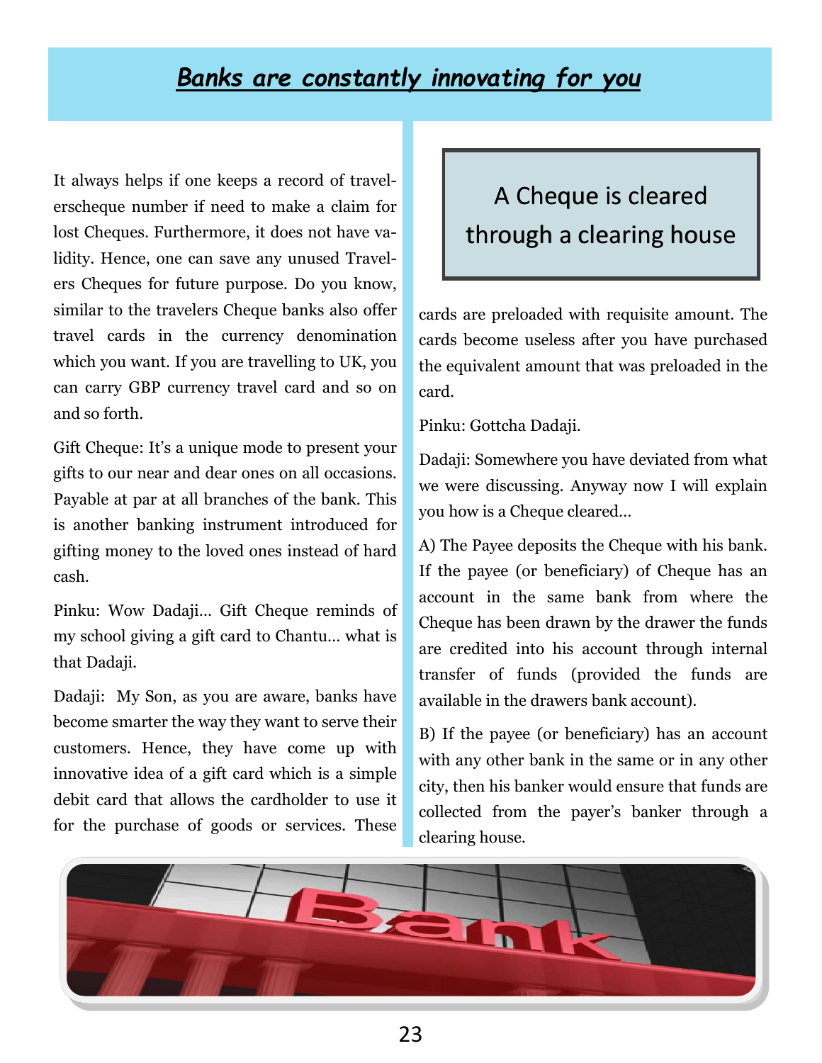# *Banks are constantly innovating for you*

It always helps if one keeps a record of travelerscheque number if need to make a claim for lost Cheques. Furthermore, it does not have validity. Hence, one can save any unused Travelers Cheques for future purpose. Do you know, similar to the travelers Cheque banks also offer travel cards in the currency denomination which you want. If you are travelling to UK, you can carry GBP currency travel card and so on and so forth.

Gift Cheque: It's a unique mode to present your gifts to our near and dear ones on all occasions. Payable at par at all branches of the bank. This is another banking instrument introduced for gifting money to the loved ones instead of hard cash.

Pinku: Wow Dadaji… Gift Cheque reminds of my school giving a gift card to Chantu… what is that Dadaji.

Dadaji: My Son, as you are aware, banks have become smarter the way they want to serve their customers. Hence, they have come up with innovative idea of a gift card which is a simple debit card that allows the cardholder to use it for the purchase of goods or services. These cards are preloaded with requisite amount. The cards become useless after you have purchased the equivalent amount that was preloaded in the card.

> A Cheque is cleared through a clearing house

Pinku: Gottcha Dadaji.

Dadaji: Somewhere you have deviated from what we were discussing. Anyway now I will explain you how is a Cheque cleared…

A) The Payee deposits the Cheque with his bank. If the payee (or beneficiary) of Cheque has an account in the same bank from where the Cheque has been drawn by the drawer the funds are credited into his account through internal transfer of funds (provided the funds are available in the drawers bank account).

B) If the payee (or beneficiary) has an account with any other bank in the same or in any other city, then his banker would ensure that funds are collected from the payer's banker through a clearing house.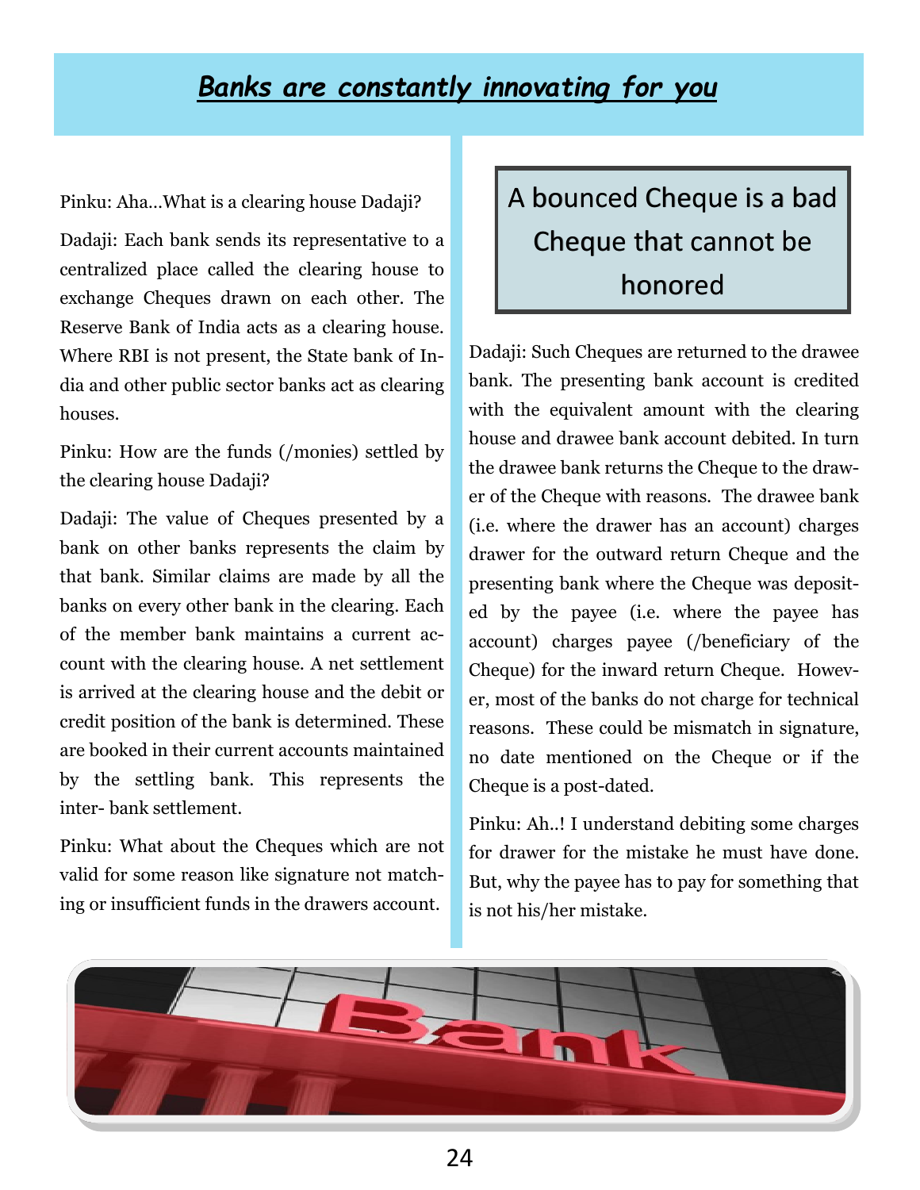# *Banks are constantly innovating for you*

Pinku: Aha...What is a clearing house Dadaji?

Dadaji: Each bank sends its representative to a centralized place called the clearing house to exchange Cheques drawn on each other. The Reserve Bank of India acts as a clearing house. Where RBI is not present, the State bank of India and other public sector banks act as clearing houses.

Pinku: How are the funds (/monies) settled by the clearing house Dadaji?

Dadaji: The value of Cheques presented by a bank on other banks represents the claim by that bank. Similar claims are made by all the banks on every other bank in the clearing. Each of the member bank maintains a current account with the clearing house. A net settlement is arrived at the clearing house and the debit or credit position of the bank is determined. These are booked in their current accounts maintained by the settling bank. This represents the inter- bank settlement.

Pinku: What about the Cheques which are not valid for some reason like signature not matching or insufficient funds in the drawers account.

> A bounced Cheque is a bad Cheque that cannot be honored

Dadaji: Such Cheques are returned to the drawee bank. The presenting bank account is credited with the equivalent amount with the clearing house and drawee bank account debited. In turn the drawee bank returns the Cheque to the drawer of the Cheque with reasons. The drawee bank (i.e. where the drawer has an account) charges drawer for the outward return Cheque and the presenting bank where the Cheque was deposited by the payee (i.e. where the payee has account) charges payee (/beneficiary of the Cheque) for the inward return Cheque. However, most of the banks do not charge for technical reasons. These could be mismatch in signature, no date mentioned on the Cheque or if the Cheque is a post-dated.

Pinku: Ah..! I understand debiting some charges for drawer for the mistake he must have done. But, why the payee has to pay for something that is not his/her mistake.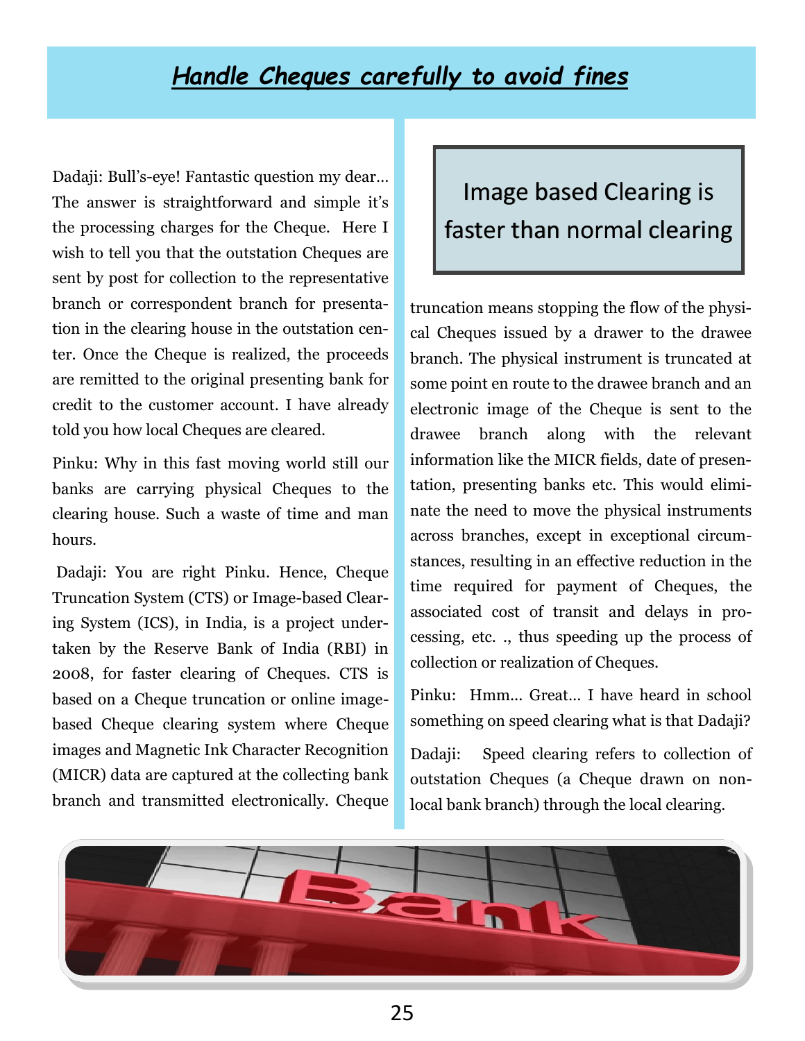# *Handle Cheques carefully to avoid fines*

Dadaji: Bull's-eye! Fantastic question my dear… The answer is straightforward and simple it's the processing charges for the Cheque. Here I wish to tell you that the outstation Cheques are sent by post for collection to the representative branch or correspondent branch for presentation in the clearing house in the outstation center. Once the Cheque is realized, the proceeds are remitted to the original presenting bank for credit to the customer account. I have already told you how local Cheques are cleared.

Pinku: Why in this fast moving world still our banks are carrying physical Cheques to the clearing house. Such a waste of time and man hours.

Dadaji: You are right Pinku. Hence, Cheque Truncation System (CTS) or Image-based Clearing System (ICS), in India, is a project undertaken by the Reserve Bank of India (RBI) in 2008, for faster clearing of Cheques. CTS is based on a Cheque truncation or online image-based Cheque clearing system where Cheque images and Magnetic Ink Character Recognition (MICR) data are captured at the collecting bank branch and transmitted electronically. Cheque truncation means stopping the flow of the physical Cheques issued by a drawer to the drawee branch. The physical instrument is truncated at some point en route to the drawee branch and an electronic image of the Cheque is sent to the drawee branch along with the relevant information like the MICR fields, date of presentation, presenting banks etc. This would eliminate the need to move the physical instruments across branches, except in exceptional circumstances, resulting in an effective reduction in the time required for payment of Cheques, the associated cost of transit and delays in processing, etc. ., thus speeding up the process of collection or realization of Cheques.

> Image based Clearing is faster than normal clearing

Pinku: Hmm… Great… I have heard in school something on speed clearing what is that Dadaji?

Dadaji: Speed clearing refers to collection of outstation Cheques (a Cheque drawn on non-local bank branch) through the local clearing.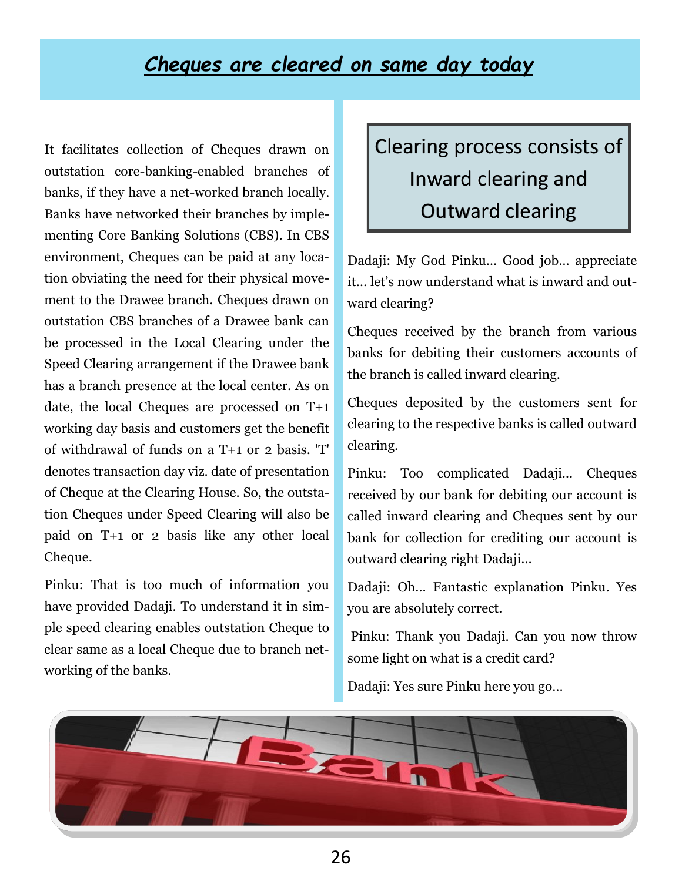## ***Cheques are cleared on same day today***

It facilitates collection of Cheques drawn on outstation core-banking-enabled branches of banks, if they have a net-worked branch locally. Banks have networked their branches by implementing Core Banking Solutions (CBS). In CBS environment, Cheques can be paid at any location obviating the need for their physical movement to the Drawee branch. Cheques drawn on outstation CBS branches of a Drawee bank can be processed in the Local Clearing under the Speed Clearing arrangement if the Drawee bank has a branch presence at the local center. As on date, the local Cheques are processed on T+1 working day basis and customers get the benefit of withdrawal of funds on a T+1 or 2 basis. 'T' denotes transaction day viz. date of presentation of Cheque at the Clearing House. So, the outstation Cheques under Speed Clearing will also be paid on T+1 or 2 basis like any other local Cheque.

Pinku: That is too much of information you have provided Dadaji. To understand it in simple speed clearing enables outstation Cheque to clear same as a local Cheque due to branch networking of the banks.

### Clearing process consists of Inward clearing and Outward clearing

Dadaji: My God Pinku… Good job… appreciate it… let's now understand what is inward and outward clearing?

Cheques received by the branch from various banks for debiting their customers accounts of the branch is called inward clearing.

Cheques deposited by the customers sent for clearing to the respective banks is called outward clearing.

Pinku: Too complicated Dadaji… Cheques received by our bank for debiting our account is called inward clearing and Cheques sent by our bank for collection for crediting our account is outward clearing right Dadaji…

Dadaji: Oh… Fantastic explanation Pinku. Yes you are absolutely correct.

Pinku: Thank you Dadaji. Can you now throw some light on what is a credit card?

Dadaji: Yes sure Pinku here you go…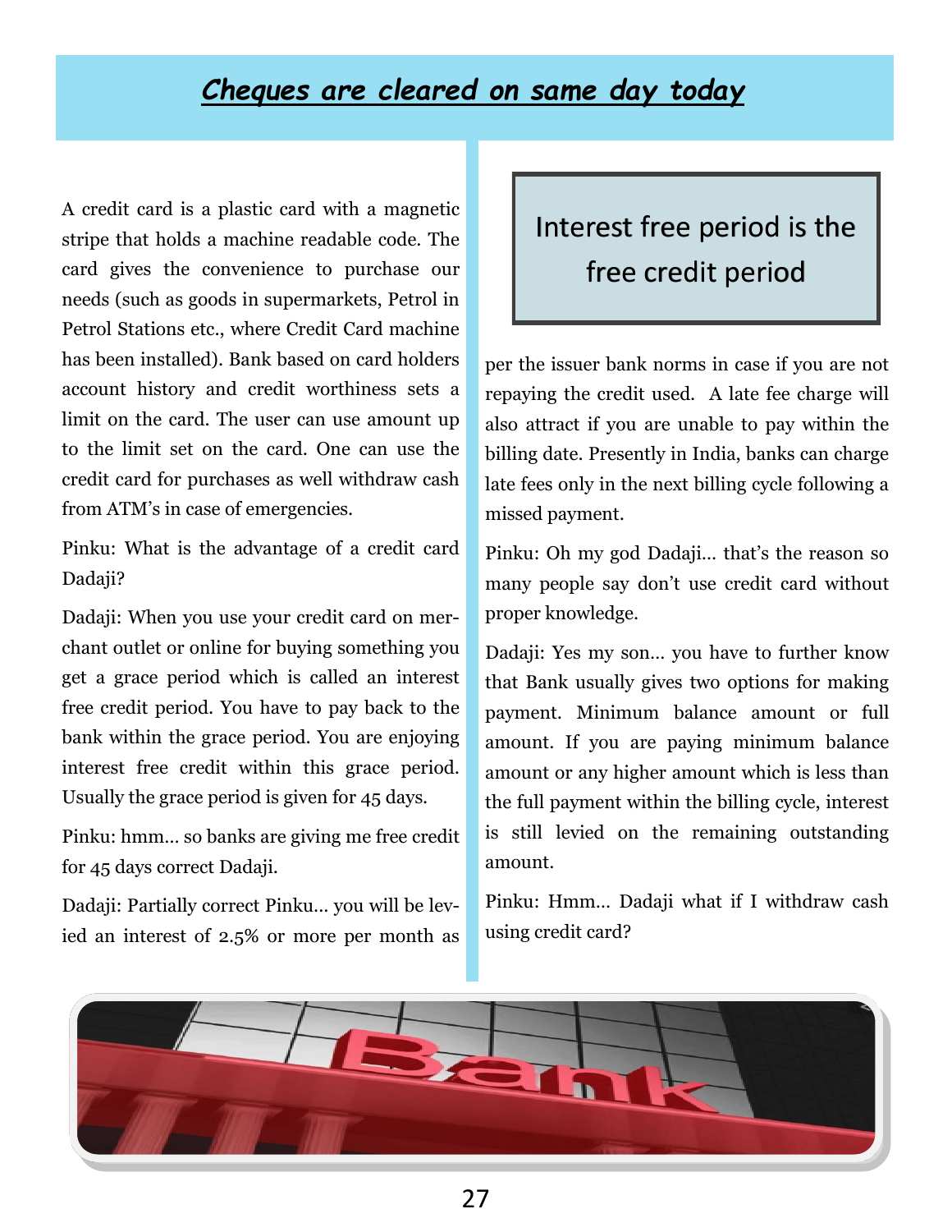## *Cheques are cleared on same day today*

A credit card is a plastic card with a magnetic stripe that holds a machine readable code. The card gives the convenience to purchase our needs (such as goods in supermarkets, Petrol in Petrol Stations etc., where Credit Card machine has been installed). Bank based on card holders account history and credit worthiness sets a limit on the card. The user can use amount up to the limit set on the card. One can use the credit card for purchases as well withdraw cash from ATM's in case of emergencies.

Pinku: What is the advantage of a credit card Dadaji?

Dadaji: When you use your credit card on merchant outlet or online for buying something you get a grace period which is called an interest free credit period. You have to pay back to the bank within the grace period. You are enjoying interest free credit within this grace period. Usually the grace period is given for 45 days.

Pinku: hmm... so banks are giving me free credit for 45 days correct Dadaji.

Dadaji: Partially correct Pinku... you will be levied an interest of 2.5% or more per month as per the issuer bank norms in case if you are not repaying the credit used. A late fee charge will also attract if you are unable to pay within the billing date. Presently in India, banks can charge late fees only in the next billing cycle following a missed payment.

> Interest free period is the free credit period

Pinku: Oh my god Dadaji... that's the reason so many people say don't use credit card without proper knowledge.

Dadaji: Yes my son... you have to further know that Bank usually gives two options for making payment. Minimum balance amount or full amount. If you are paying minimum balance amount or any higher amount which is less than the full payment within the billing cycle, interest is still levied on the remaining outstanding amount.

Pinku: Hmm... Dadaji what if I withdraw cash using credit card?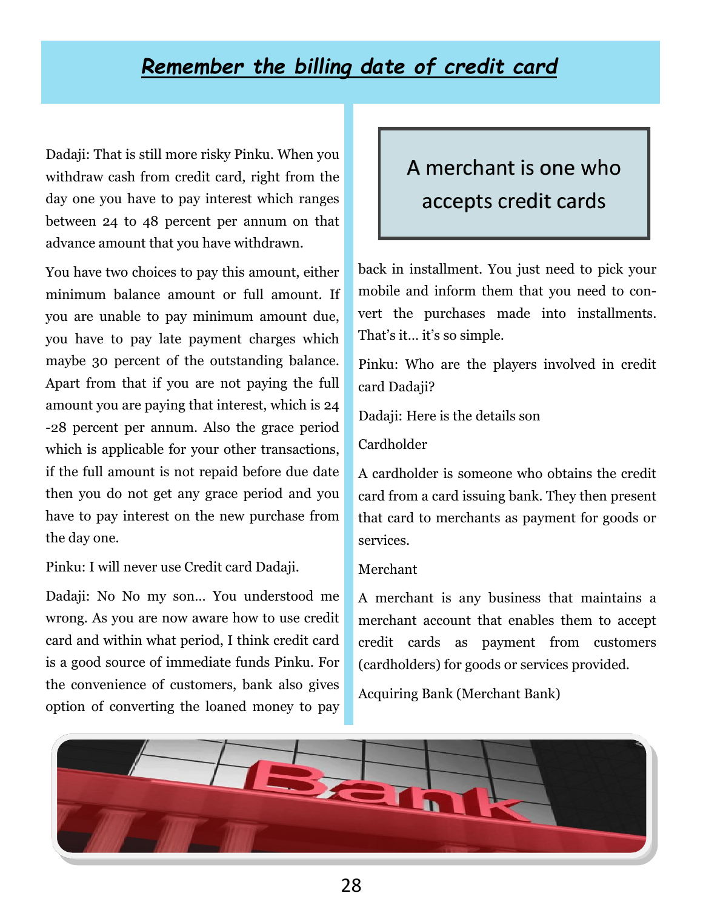# *Remember the billing date of credit card*

Dadaji: That is still more risky Pinku. When you withdraw cash from credit card, right from the day one you have to pay interest which ranges between 24 to 48 percent per annum on that advance amount that you have withdrawn.

You have two choices to pay this amount, either minimum balance amount or full amount. If you are unable to pay minimum amount due, you have to pay late payment charges which maybe 30 percent of the outstanding balance. Apart from that if you are not paying the full amount you are paying that interest, which is 24 -28 percent per annum. Also the grace period which is applicable for your other transactions, if the full amount is not repaid before due date then you do not get any grace period and you have to pay interest on the new purchase from the day one.

Pinku: I will never use Credit card Dadaji.

Dadaji: No No my son... You understood me wrong. As you are now aware how to use credit card and within what period, I think credit card is a good source of immediate funds Pinku. For the convenience of customers, bank also gives option of converting the loaned money to pay back in installment. You just need to pick your mobile and inform them that you need to convert the purchases made into installments. That's it... it's so simple.

> A merchant is one who accepts credit cards

Pinku: Who are the players involved in credit card Dadaji?

Dadaji: Here is the details son

Cardholder

A cardholder is someone who obtains the credit card from a card issuing bank. They then present that card to merchants as payment for goods or services.

Merchant

A merchant is any business that maintains a merchant account that enables them to accept credit cards as payment from customers (cardholders) for goods or services provided.

Acquiring Bank (Merchant Bank)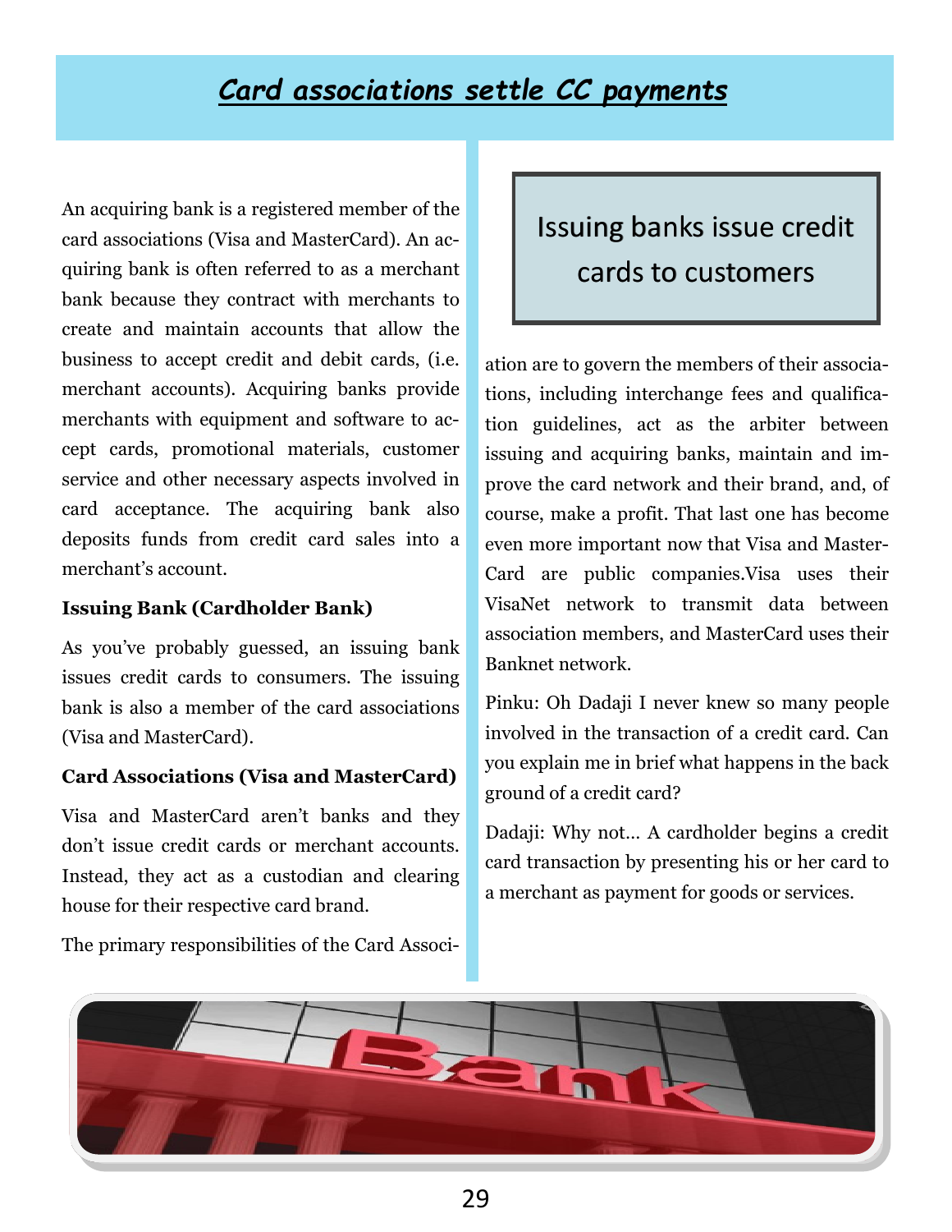# *Card associations settle CC payments*

An acquiring bank is a registered member of the card associations (Visa and MasterCard). An acquiring bank is often referred to as a merchant bank because they contract with merchants to create and maintain accounts that allow the business to accept credit and debit cards, (i.e. merchant accounts). Acquiring banks provide merchants with equipment and software to accept cards, promotional materials, customer service and other necessary aspects involved in card acceptance. The acquiring bank also deposits funds from credit card sales into a merchant's account.

**Issuing Bank (Cardholder Bank)**

As you've probably guessed, an issuing bank issues credit cards to consumers. The issuing bank is also a member of the card associations (Visa and MasterCard).

**Card Associations (Visa and MasterCard)**

Visa and MasterCard aren't banks and they don't issue credit cards or merchant accounts. Instead, they act as a custodian and clearing house for their respective card brand.

The primary responsibilities of the Card Association are to govern the members of their associations, including interchange fees and qualification guidelines, act as the arbiter between issuing and acquiring banks, maintain and improve the card network and their brand, and, of course, make a profit. That last one has become even more important now that Visa and MasterCard are public companies.Visa uses their VisaNet network to transmit data between association members, and MasterCard uses their Banknet network.

> Issuing banks issue credit cards to customers

Pinku: Oh Dadaji I never knew so many people involved in the transaction of a credit card. Can you explain me in brief what happens in the back ground of a credit card?

Dadaji: Why not… A cardholder begins a credit card transaction by presenting his or her card to a merchant as payment for goods or services.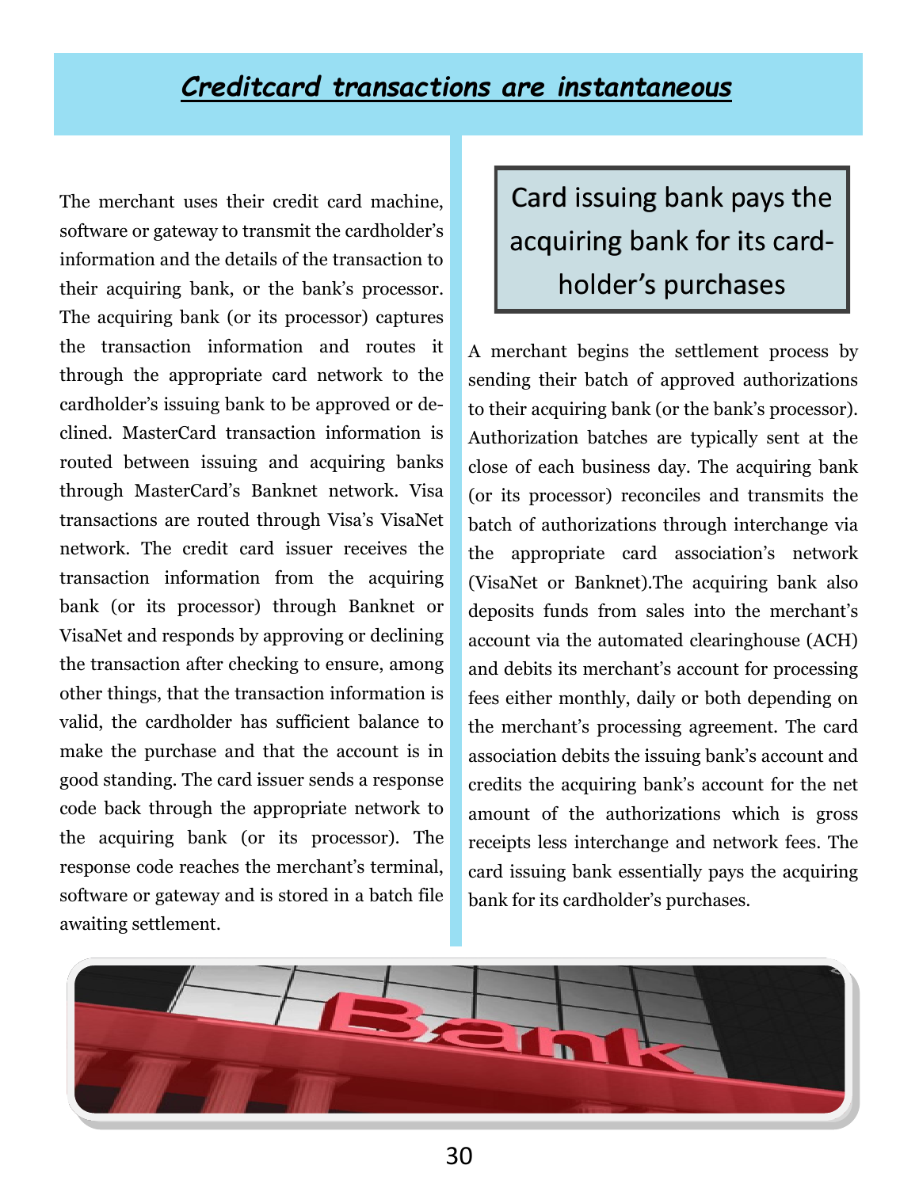# ***Creditcard transactions are instantaneous***

The merchant uses their credit card machine, software or gateway to transmit the cardholder's information and the details of the transaction to their acquiring bank, or the bank's processor. The acquiring bank (or its processor) captures the transaction information and routes it through the appropriate card network to the cardholder's issuing bank to be approved or declined. MasterCard transaction information is routed between issuing and acquiring banks through MasterCard's Banknet network. Visa transactions are routed through Visa's VisaNet network. The credit card issuer receives the transaction information from the acquiring bank (or its processor) through Banknet or VisaNet and responds by approving or declining the transaction after checking to ensure, among other things, that the transaction information is valid, the cardholder has sufficient balance to make the purchase and that the account is in good standing. The card issuer sends a response code back through the appropriate network to the acquiring bank (or its processor). The response code reaches the merchant's terminal, software or gateway and is stored in a batch file awaiting settlement.

## Card issuing bank pays the acquiring bank for its card-holder's purchases

A merchant begins the settlement process by sending their batch of approved authorizations to their acquiring bank (or the bank's processor). Authorization batches are typically sent at the close of each business day. The acquiring bank (or its processor) reconciles and transmits the batch of authorizations through interchange via the appropriate card association's network (VisaNet or Banknet).The acquiring bank also deposits funds from sales into the merchant's account via the automated clearinghouse (ACH) and debits its merchant's account for processing fees either monthly, daily or both depending on the merchant's processing agreement. The card association debits the issuing bank's account and credits the acquiring bank's account for the net amount of the authorizations which is gross receipts less interchange and network fees. The card issuing bank essentially pays the acquiring bank for its cardholder's purchases.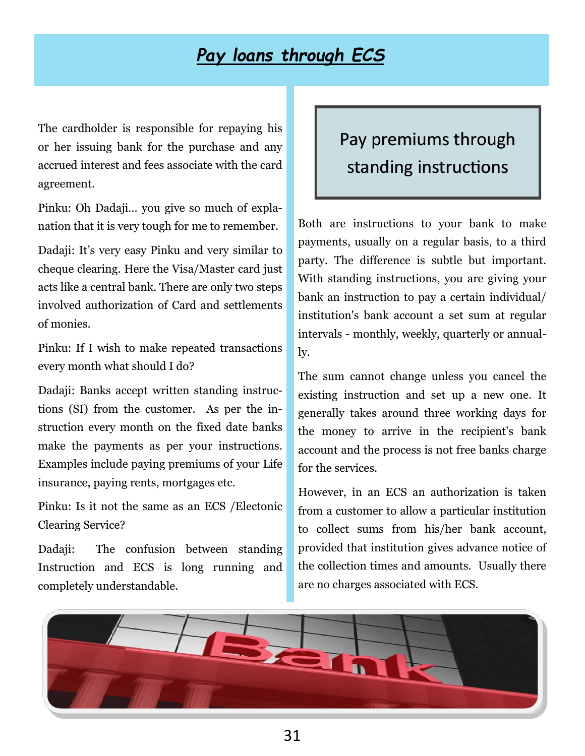# *Pay loans through ECS*

The cardholder is responsible for repaying his or her issuing bank for the purchase and any accrued interest and fees associate with the card agreement.

Pinku: Oh Dadaji… you give so much of explanation that it is very tough for me to remember.

Dadaji: It's very easy Pinku and very similar to cheque clearing. Here the Visa/Master card just acts like a central bank. There are only two steps involved authorization of Card and settlements of monies.

Pinku: If I wish to make repeated transactions every month what should I do?

Dadaji: Banks accept written standing instructions (SI) from the customer. As per the instruction every month on the fixed date banks make the payments as per your instructions. Examples include paying premiums of your Life insurance, paying rents, mortgages etc.

Pinku: Is it not the same as an ECS /Electonic Clearing Service?

Dadaji: The confusion between standing Instruction and ECS is long running and completely understandable.

## Pay premiums through standing instructions

Both are instructions to your bank to make payments, usually on a regular basis, to a third party. The difference is subtle but important. With standing instructions, you are giving your bank an instruction to pay a certain individual/ institution's bank account a set sum at regular intervals - monthly, weekly, quarterly or annually.

The sum cannot change unless you cancel the existing instruction and set up a new one. It generally takes around three working days for the money to arrive in the recipient's bank account and the process is not free banks charge for the services.

However, in an ECS an authorization is taken from a customer to allow a particular institution to collect sums from his/her bank account, provided that institution gives advance notice of the collection times and amounts. Usually there are no charges associated with ECS.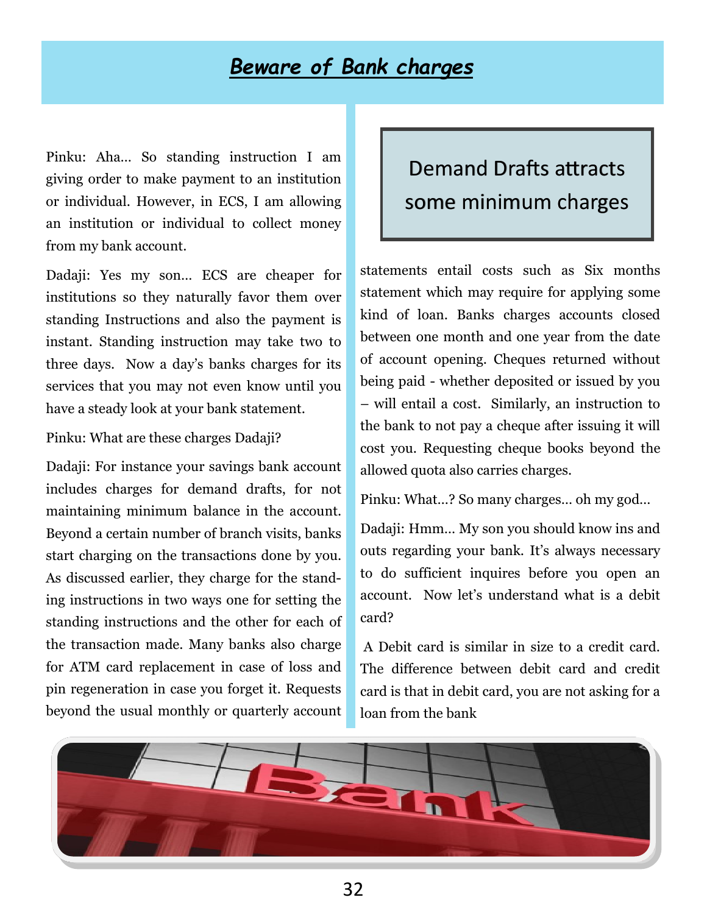# ***Beware of Bank charges***

Pinku: Aha... So standing instruction I am giving order to make payment to an institution or individual. However, in ECS, I am allowing an institution or individual to collect money from my bank account.

Dadaji: Yes my son... ECS are cheaper for institutions so they naturally favor them over standing Instructions and also the payment is instant. Standing instruction may take two to three days. Now a day's banks charges for its services that you may not even know until you have a steady look at your bank statement.

Pinku: What are these charges Dadaji?

Dadaji: For instance your savings bank account includes charges for demand drafts, for not maintaining minimum balance in the account. Beyond a certain number of branch visits, banks start charging on the transactions done by you. As discussed earlier, they charge for the standing instructions in two ways one for setting the standing instructions and the other for each of the transaction made. Many banks also charge for ATM card replacement in case of loss and pin regeneration in case you forget it. Requests beyond the usual monthly or quarterly account statements entail costs such as Six months statement which may require for applying some kind of loan. Banks charges accounts closed between one month and one year from the date of account opening. Cheques returned without being paid - whether deposited or issued by you – will entail a cost. Similarly, an instruction to the bank to not pay a cheque after issuing it will cost you. Requesting cheque books beyond the allowed quota also carries charges.

> Demand Drafts attracts some minimum charges

Pinku: What...? So many charges... oh my god...

Dadaji: Hmm... My son you should know ins and outs regarding your bank. It's always necessary to do sufficient inquires before you open an account. Now let's understand what is a debit card?

A Debit card is similar in size to a credit card. The difference between debit card and credit card is that in debit card, you are not asking for a loan from the bank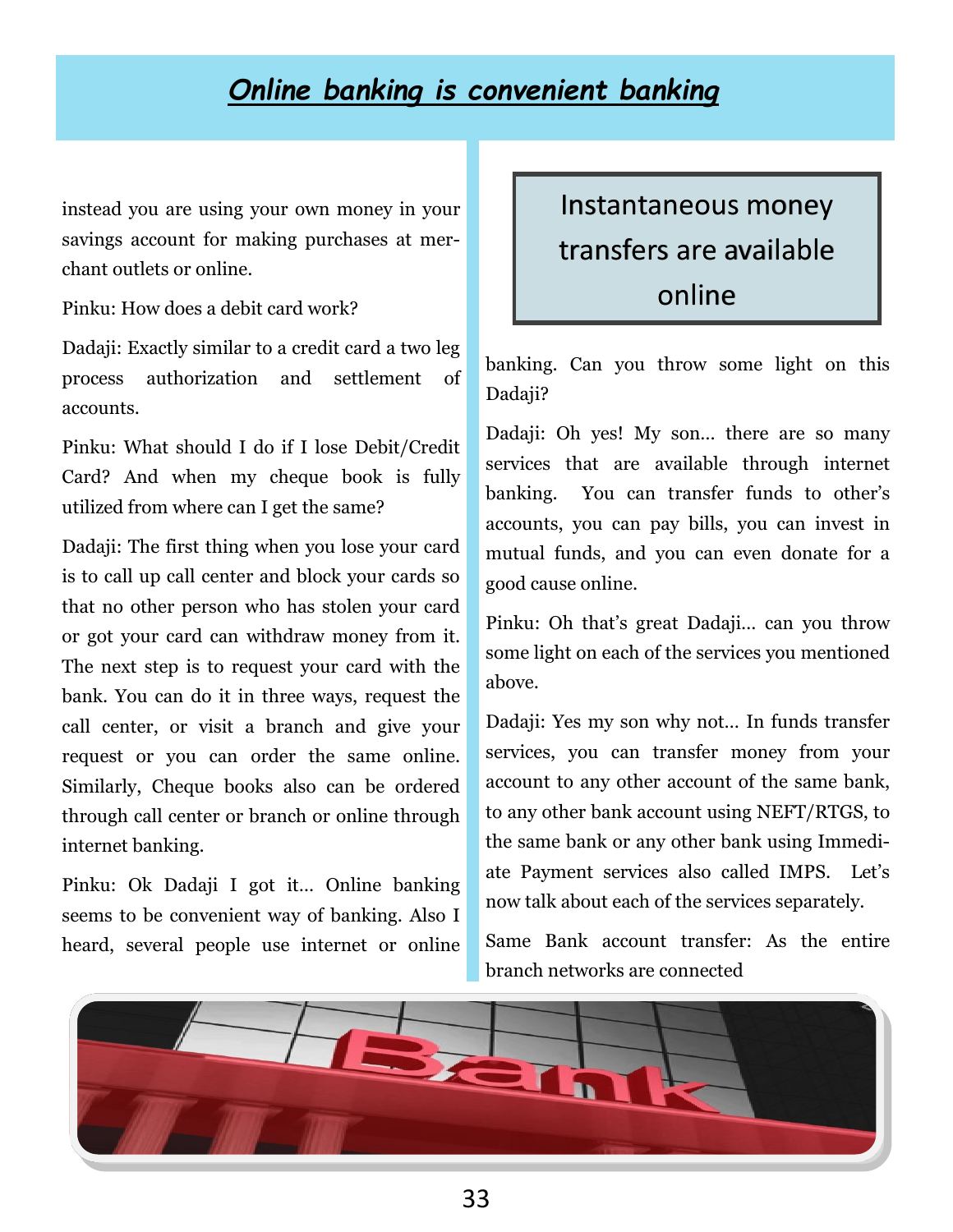# Online banking is convenient banking

instead you are using your own money in your savings account for making purchases at merchant outlets or online.

Pinku: How does a debit card work?

Dadaji: Exactly similar to a credit card a two leg process authorization and settlement of accounts.

Pinku: What should I do if I lose Debit/Credit Card? And when my cheque book is fully utilized from where can I get the same?

Dadaji: The first thing when you lose your card is to call up call center and block your cards so that no other person who has stolen your card or got your card can withdraw money from it. The next step is to request your card with the bank. You can do it in three ways, request the call center, or visit a branch and give your request or you can order the same online. Similarly, Cheque books also can be ordered through call center or branch or online through internet banking.

Pinku: Ok Dadaji I got it... Online banking seems to be convenient way of banking. Also I heard, several people use internet or online banking. Can you throw some light on this Dadaji?

> Instantaneous money transfers are available online

Dadaji: Oh yes! My son... there are so many services that are available through internet banking. You can transfer funds to other's accounts, you can pay bills, you can invest in mutual funds, and you can even donate for a good cause online.

Pinku: Oh that's great Dadaji... can you throw some light on each of the services you mentioned above.

Dadaji: Yes my son why not... In funds transfer services, you can transfer money from your account to any other account of the same bank, to any other bank account using NEFT/RTGS, to the same bank or any other bank using Immediate Payment services also called IMPS. Let's now talk about each of the services separately.

Same Bank account transfer: As the entire branch networks are connected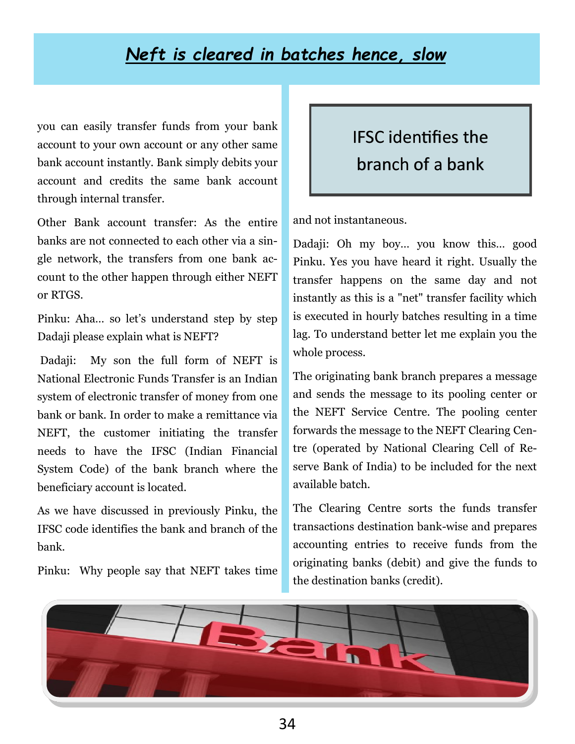## *Neft is cleared in batches hence, slow*

you can easily transfer funds from your bank account to your own account or any other same bank account instantly. Bank simply debits your account and credits the same bank account through internal transfer.

Other Bank account transfer: As the entire banks are not connected to each other via a single network, the transfers from one bank account to the other happen through either NEFT or RTGS.

Pinku: Aha... so let's understand step by step Dadaji please explain what is NEFT?

Dadaji: My son the full form of NEFT is National Electronic Funds Transfer is an Indian system of electronic transfer of money from one bank or bank. In order to make a remittance via NEFT, the customer initiating the transfer needs to have the IFSC (Indian Financial System Code) of the bank branch where the beneficiary account is located.

As we have discussed in previously Pinku, the IFSC code identifies the bank and branch of the bank.

Pinku: Why people say that NEFT takes time and not instantaneous.

> IFSC identifies the branch of a bank

Dadaji: Oh my boy... you know this... good Pinku. Yes you have heard it right. Usually the transfer happens on the same day and not instantly as this is a "net" transfer facility which is executed in hourly batches resulting in a time lag. To understand better let me explain you the whole process.

The originating bank branch prepares a message and sends the message to its pooling center or the NEFT Service Centre. The pooling center forwards the message to the NEFT Clearing Centre (operated by National Clearing Cell of Reserve Bank of India) to be included for the next available batch.

The Clearing Centre sorts the funds transfer transactions destination bank-wise and prepares accounting entries to receive funds from the originating banks (debit) and give the funds to the destination banks (credit).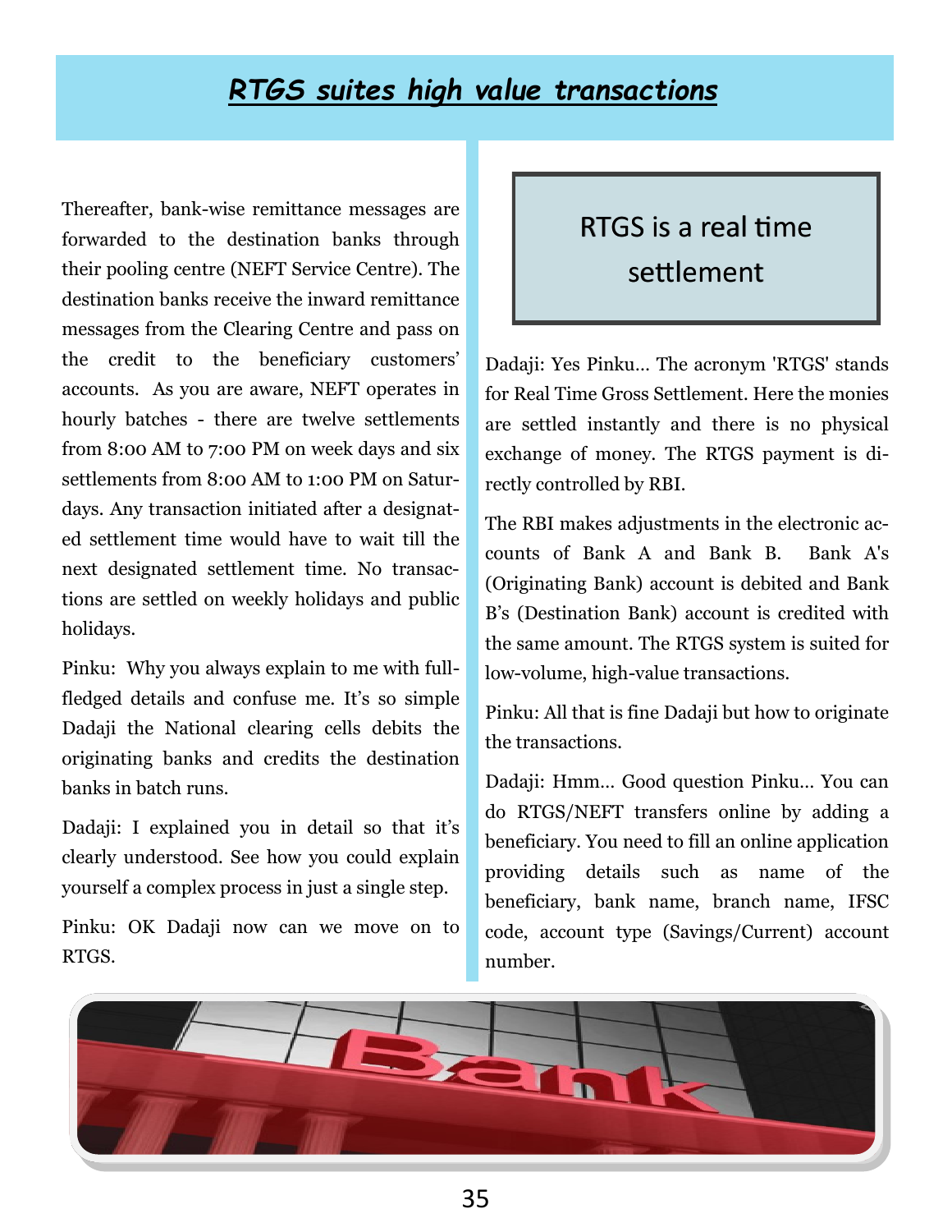# RTGS suites high value transactions

Thereafter, bank-wise remittance messages are forwarded to the destination banks through their pooling centre (NEFT Service Centre). The destination banks receive the inward remittance messages from the Clearing Centre and pass on the credit to the beneficiary customers' accounts. As you are aware, NEFT operates in hourly batches - there are twelve settlements from 8:00 AM to 7:00 PM on week days and six settlements from 8:00 AM to 1:00 PM on Saturdays. Any transaction initiated after a designated settlement time would have to wait till the next designated settlement time. No transactions are settled on weekly holidays and public holidays.

Pinku: Why you always explain to me with full-fledged details and confuse me. It's so simple Dadaji the National clearing cells debits the originating banks and credits the destination banks in batch runs.

Dadaji: I explained you in detail so that it's clearly understood. See how you could explain yourself a complex process in just a single step.

Pinku: OK Dadaji now can we move on to RTGS.

> RTGS is a real time settlement

Dadaji: Yes Pinku… The acronym 'RTGS' stands for Real Time Gross Settlement. Here the monies are settled instantly and there is no physical exchange of money. The RTGS payment is directly controlled by RBI.

The RBI makes adjustments in the electronic accounts of Bank A and Bank B. Bank A's (Originating Bank) account is debited and Bank B's (Destination Bank) account is credited with the same amount. The RTGS system is suited for low-volume, high-value transactions.

Pinku: All that is fine Dadaji but how to originate the transactions.

Dadaji: Hmm… Good question Pinku… You can do RTGS/NEFT transfers online by adding a beneficiary. You need to fill an online application providing details such as name of the beneficiary, bank name, branch name, IFSC code, account type (Savings/Current) account number.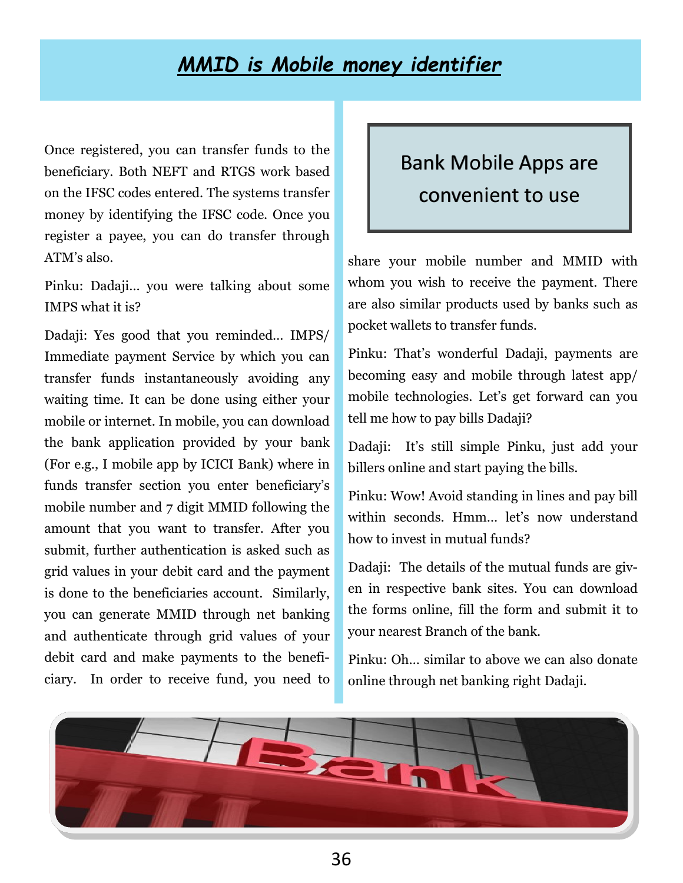## *MMID is Mobile money identifier*

Once registered, you can transfer funds to the beneficiary. Both NEFT and RTGS work based on the IFSC codes entered. The systems transfer money by identifying the IFSC code. Once you register a payee, you can do transfer through ATM's also.

Pinku: Dadaji… you were talking about some IMPS what it is?

Dadaji: Yes good that you reminded… IMPS/ Immediate payment Service by which you can transfer funds instantaneously avoiding any waiting time. It can be done using either your mobile or internet. In mobile, you can download the bank application provided by your bank (For e.g., I mobile app by ICICI Bank) where in funds transfer section you enter beneficiary's mobile number and 7 digit MMID following the amount that you want to transfer. After you submit, further authentication is asked such as grid values in your debit card and the payment is done to the beneficiaries account. Similarly, you can generate MMID through net banking and authenticate through grid values of your debit card and make payments to the beneficiary. In order to receive fund, you need to share your mobile number and MMID with whom you wish to receive the payment. There are also similar products used by banks such as pocket wallets to transfer funds.

Bank Mobile Apps are convenient to use

Pinku: That's wonderful Dadaji, payments are becoming easy and mobile through latest app/ mobile technologies. Let's get forward can you tell me how to pay bills Dadaji?

Dadaji: It's still simple Pinku, just add your billers online and start paying the bills.

Pinku: Wow! Avoid standing in lines and pay bill within seconds. Hmm… let's now understand how to invest in mutual funds?

Dadaji: The details of the mutual funds are given in respective bank sites. You can download the forms online, fill the form and submit it to your nearest Branch of the bank.

Pinku: Oh… similar to above we can also donate online through net banking right Dadaji.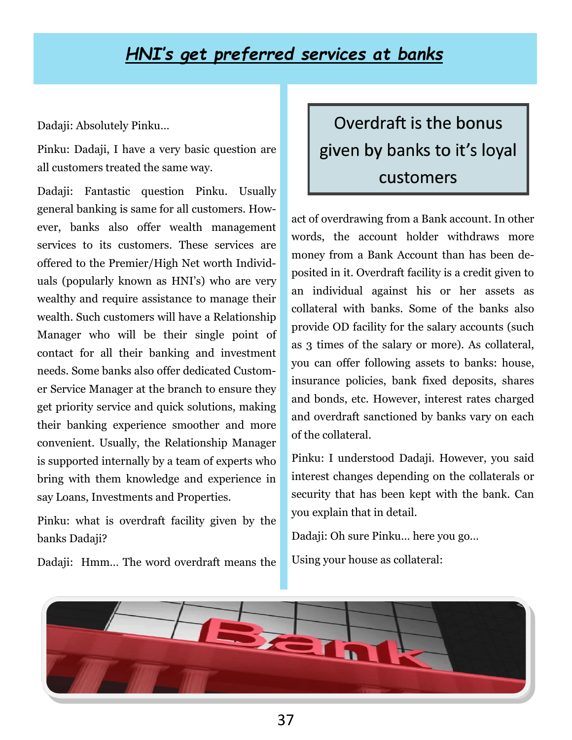## *HNI's get preferred services at banks*

Dadaji: Absolutely Pinku…

Pinku: Dadaji, I have a very basic question are all customers treated the same way.

Dadaji: Fantastic question Pinku. Usually general banking is same for all customers. However, banks also offer wealth management services to its customers. These services are offered to the Premier/High Net worth Individuals (popularly known as HNI's) who are very wealthy and require assistance to manage their wealth. Such customers will have a Relationship Manager who will be their single point of contact for all their banking and investment needs. Some banks also offer dedicated Customer Service Manager at the branch to ensure they get priority service and quick solutions, making their banking experience smoother and more convenient. Usually, the Relationship Manager is supported internally by a team of experts who bring with them knowledge and experience in say Loans, Investments and Properties.

Pinku: what is overdraft facility given by the banks Dadaji?

Dadaji: Hmm… The word overdraft means the act of overdrawing from a Bank account. In other words, the account holder withdraws more money from a Bank Account than has been deposited in it. Overdraft facility is a credit given to an individual against his or her assets as collateral with banks. Some of the banks also provide OD facility for the salary accounts (such as 3 times of the salary or more). As collateral, you can offer following assets to banks: house, insurance policies, bank fixed deposits, shares and bonds, etc. However, interest rates charged and overdraft sanctioned by banks vary on each of the collateral.

> Overdraft is the bonus given by banks to it's loyal customers

Pinku: I understood Dadaji. However, you said interest changes depending on the collaterals or security that has been kept with the bank. Can you explain that in detail.

Dadaji: Oh sure Pinku… here you go…

Using your house as collateral: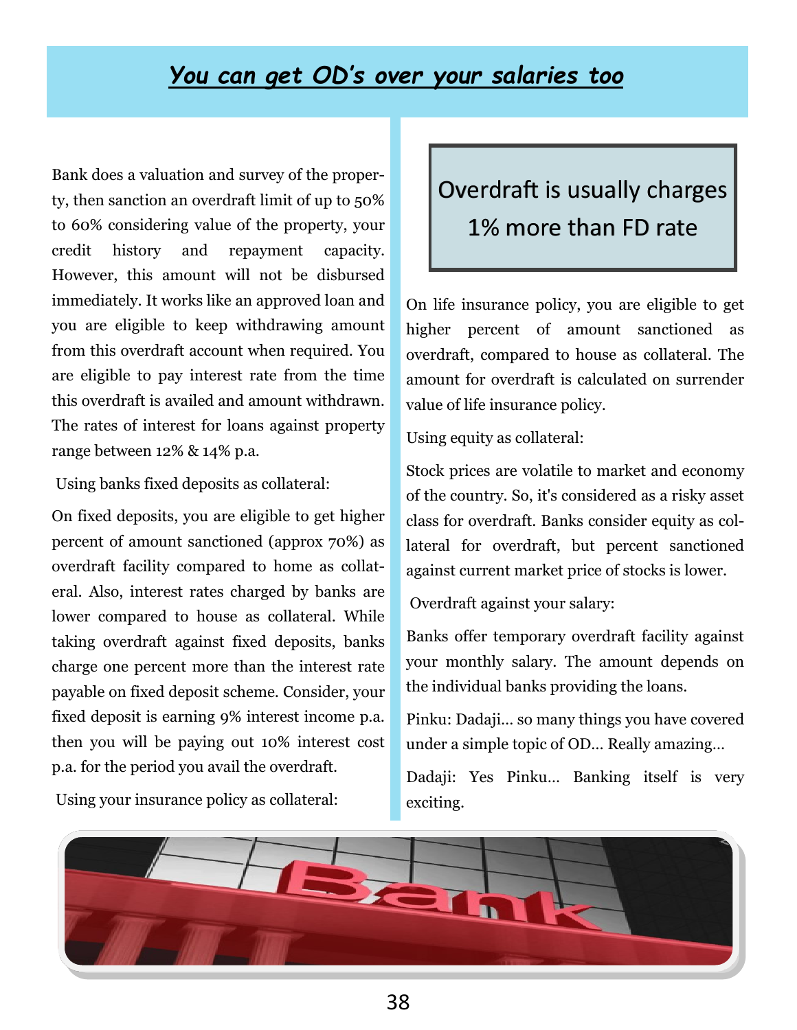## *You can get OD's over your salaries too*

Bank does a valuation and survey of the property, then sanction an overdraft limit of up to 50% to 60% considering value of the property, your credit history and repayment capacity. However, this amount will not be disbursed immediately. It works like an approved loan and you are eligible to keep withdrawing amount from this overdraft account when required. You are eligible to pay interest rate from the time this overdraft is availed and amount withdrawn. The rates of interest for loans against property range between 12% & 14% p.a.

Using banks fixed deposits as collateral:

On fixed deposits, you are eligible to get higher percent of amount sanctioned (approx 70%) as overdraft facility compared to home as collateral. Also, interest rates charged by banks are lower compared to house as collateral. While taking overdraft against fixed deposits, banks charge one percent more than the interest rate payable on fixed deposit scheme. Consider, your fixed deposit is earning 9% interest income p.a. then you will be paying out 10% interest cost p.a. for the period you avail the overdraft.

Using your insurance policy as collateral:

> Overdraft is usually charges 1% more than FD rate

On life insurance policy, you are eligible to get higher percent of amount sanctioned as overdraft, compared to house as collateral. The amount for overdraft is calculated on surrender value of life insurance policy.

Using equity as collateral:

Stock prices are volatile to market and economy of the country. So, it's considered as a risky asset class for overdraft. Banks consider equity as collateral for overdraft, but percent sanctioned against current market price of stocks is lower.

Overdraft against your salary:

Banks offer temporary overdraft facility against your monthly salary. The amount depends on the individual banks providing the loans.

Pinku: Dadaji... so many things you have covered under a simple topic of OD... Really amazing...

Dadaji: Yes Pinku... Banking itself is very exciting.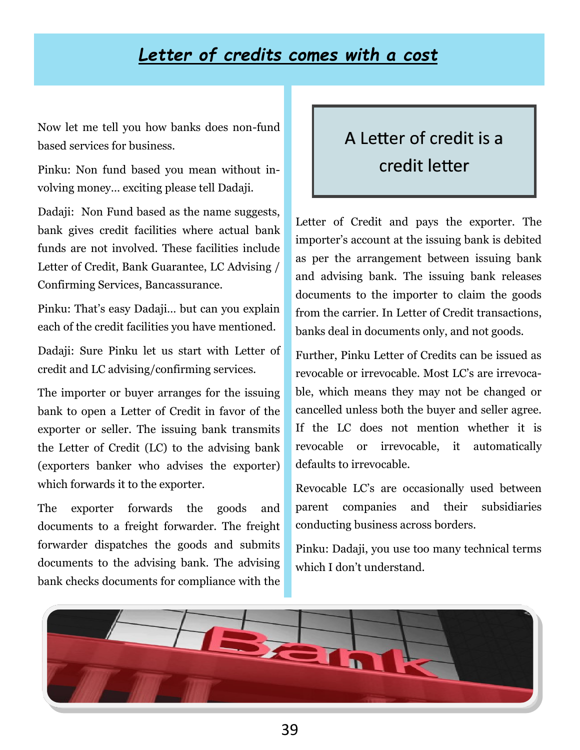# *Letter of credits comes with a cost*

Now let me tell you how banks does non-fund based services for business.

Pinku: Non fund based you mean without involving money… exciting please tell Dadaji.

Dadaji: Non Fund based as the name suggests, bank gives credit facilities where actual bank funds are not involved. These facilities include Letter of Credit, Bank Guarantee, LC Advising / Confirming Services, Bancassurance.

Pinku: That's easy Dadaji… but can you explain each of the credit facilities you have mentioned.

Dadaji: Sure Pinku let us start with Letter of credit and LC advising/confirming services.

The importer or buyer arranges for the issuing bank to open a Letter of Credit in favor of the exporter or seller. The issuing bank transmits the Letter of Credit (LC) to the advising bank (exporters banker who advises the exporter) which forwards it to the exporter.

The exporter forwards the goods and documents to a freight forwarder. The freight forwarder dispatches the goods and submits documents to the advising bank. The advising bank checks documents for compliance with the Letter of Credit and pays the exporter. The importer's account at the issuing bank is debited as per the arrangement between issuing bank and advising bank. The issuing bank releases documents to the importer to claim the goods from the carrier. In Letter of Credit transactions, banks deal in documents only, and not goods.

> A Letter of credit is a credit letter

Further, Pinku Letter of Credits can be issued as revocable or irrevocable. Most LC's are irrevocable, which means they may not be changed or cancelled unless both the buyer and seller agree. If the LC does not mention whether it is revocable or irrevocable, it automatically defaults to irrevocable.

Revocable LC's are occasionally used between parent companies and their subsidiaries conducting business across borders.

Pinku: Dadaji, you use too many technical terms which I don't understand.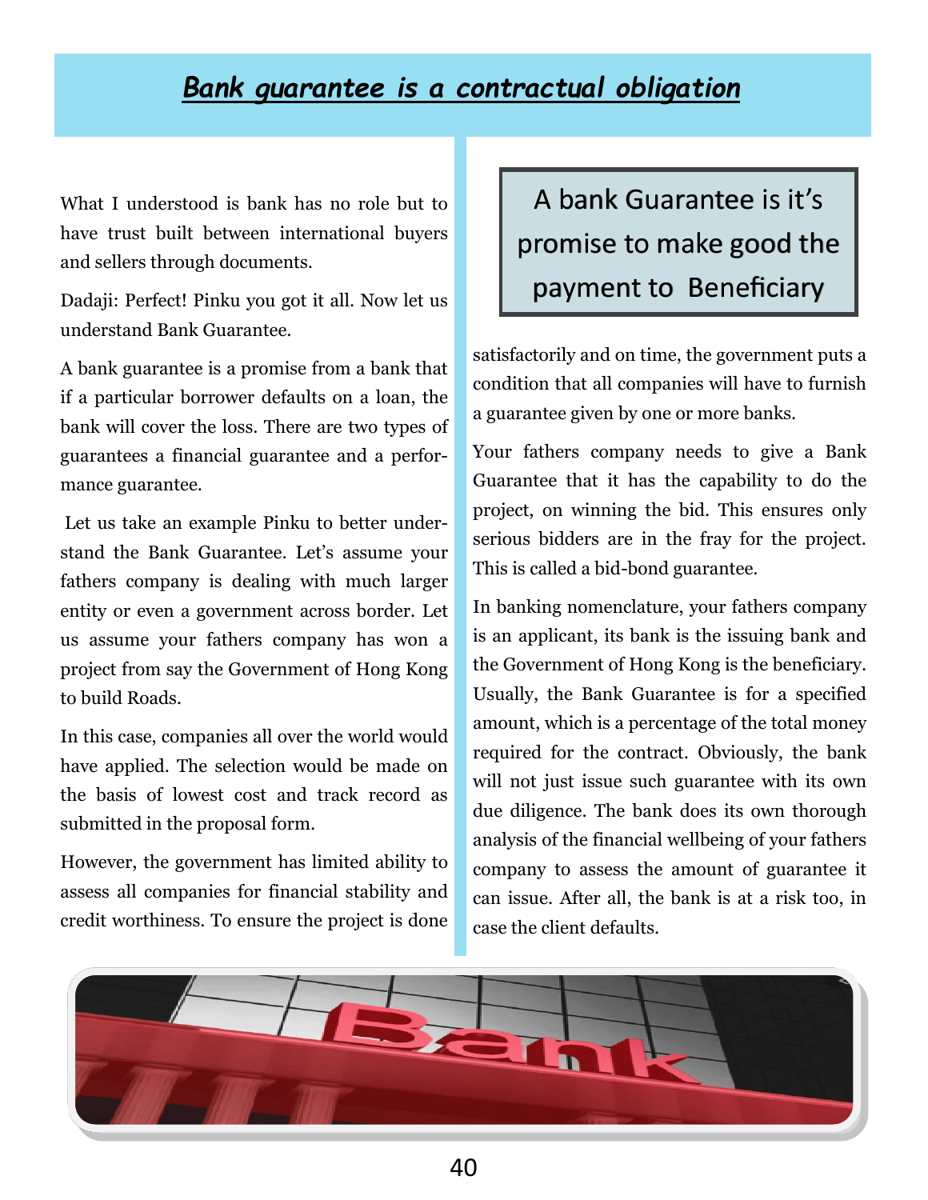# ***Bank guarantee is a contractual obligation***

What I understood is bank has no role but to have trust built between international buyers and sellers through documents.

Dadaji: Perfect! Pinku you got it all. Now let us understand Bank Guarantee.

A bank guarantee is a promise from a bank that if a particular borrower defaults on a loan, the bank will cover the loss. There are two types of guarantees a financial guarantee and a performance guarantee.

Let us take an example Pinku to better understand the Bank Guarantee. Let's assume your fathers company is dealing with much larger entity or even a government across border. Let us assume your fathers company has won a project from say the Government of Hong Kong to build Roads.

In this case, companies all over the world would have applied. The selection would be made on the basis of lowest cost and track record as submitted in the proposal form.

However, the government has limited ability to assess all companies for financial stability and credit worthiness. To ensure the project is done satisfactorily and on time, the government puts a condition that all companies will have to furnish a guarantee given by one or more banks.

> A bank Guarantee is it's promise to make good the payment to Beneficiary

Your fathers company needs to give a Bank Guarantee that it has the capability to do the project, on winning the bid. This ensures only serious bidders are in the fray for the project. This is called a bid-bond guarantee.

In banking nomenclature, your fathers company is an applicant, its bank is the issuing bank and the Government of Hong Kong is the beneficiary. Usually, the Bank Guarantee is for a specified amount, which is a percentage of the total money required for the contract. Obviously, the bank will not just issue such guarantee with its own due diligence. The bank does its own thorough analysis of the financial wellbeing of your fathers company to assess the amount of guarantee it can issue. After all, the bank is at a risk too, in case the client defaults.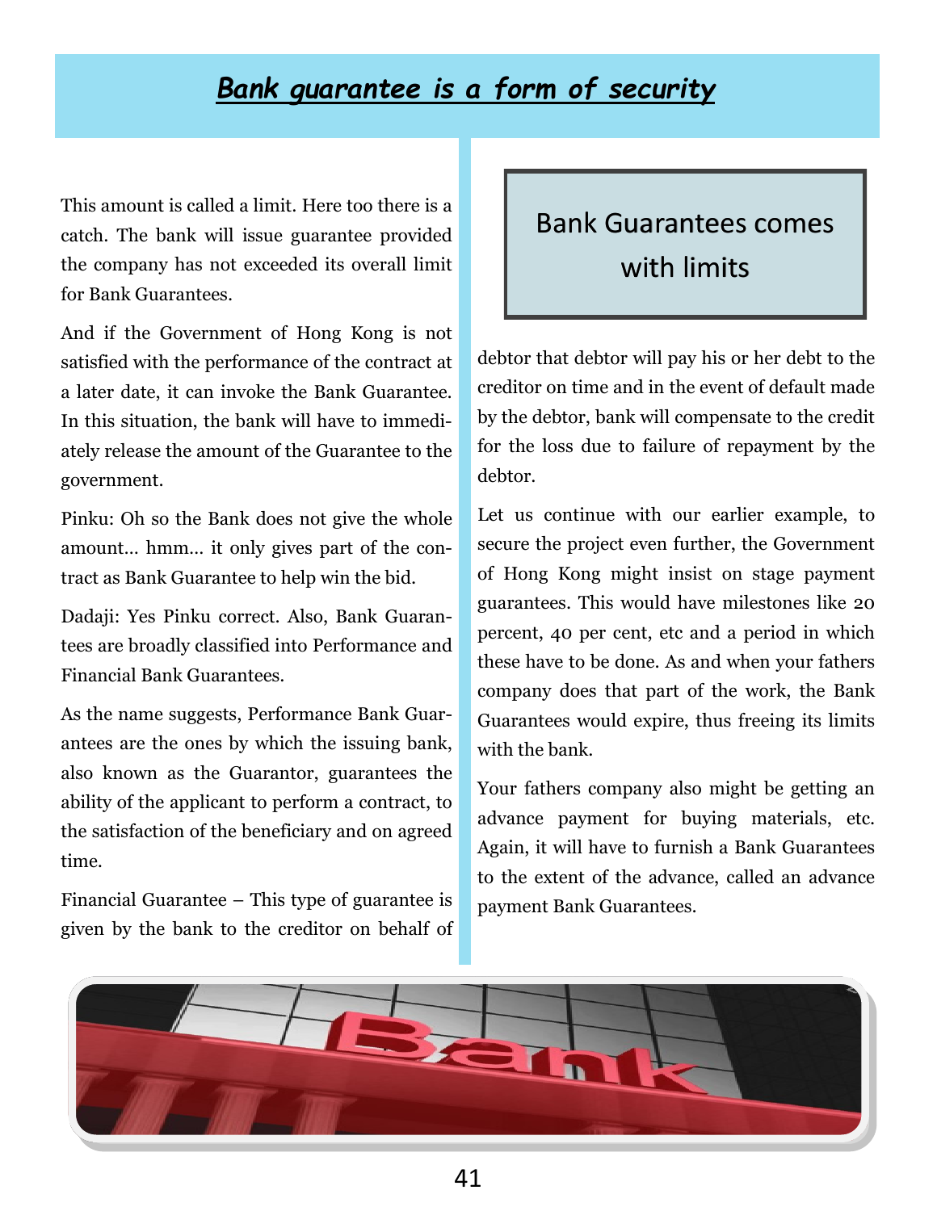# ***Bank guarantee is a form of security***

This amount is called a limit. Here too there is a catch. The bank will issue guarantee provided the company has not exceeded its overall limit for Bank Guarantees.

And if the Government of Hong Kong is not satisfied with the performance of the contract at a later date, it can invoke the Bank Guarantee. In this situation, the bank will have to immediately release the amount of the Guarantee to the government.

Pinku: Oh so the Bank does not give the whole amount… hmm… it only gives part of the contract as Bank Guarantee to help win the bid.

Dadaji: Yes Pinku correct. Also, Bank Guarantees are broadly classified into Performance and Financial Bank Guarantees.

As the name suggests, Performance Bank Guarantees are the ones by which the issuing bank, also known as the Guarantor, guarantees the ability of the applicant to perform a contract, to the satisfaction of the beneficiary and on agreed time.

Financial Guarantee – This type of guarantee is given by the bank to the creditor on behalf of debtor that debtor will pay his or her debt to the creditor on time and in the event of default made by the debtor, bank will compensate to the credit for the loss due to failure of repayment by the debtor.

> Bank Guarantees comes with limits

Let us continue with our earlier example, to secure the project even further, the Government of Hong Kong might insist on stage payment guarantees. This would have milestones like 20 percent, 40 per cent, etc and a period in which these have to be done. As and when your fathers company does that part of the work, the Bank Guarantees would expire, thus freeing its limits with the bank.

Your fathers company also might be getting an advance payment for buying materials, etc. Again, it will have to furnish a Bank Guarantees to the extent of the advance, called an advance payment Bank Guarantees.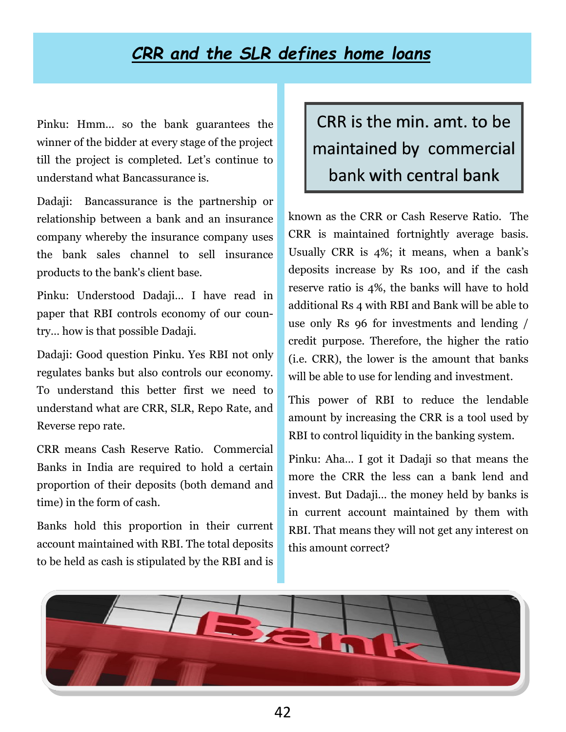# *CRR and the SLR defines home loans*

Pinku: Hmm… so the bank guarantees the winner of the bidder at every stage of the project till the project is completed. Let's continue to understand what Bancassurance is.

Dadaji: Bancassurance is the partnership or relationship between a bank and an insurance company whereby the insurance company uses the bank sales channel to sell insurance products to the bank's client base.

Pinku: Understood Dadaji… I have read in paper that RBI controls economy of our country… how is that possible Dadaji.

Dadaji: Good question Pinku. Yes RBI not only regulates banks but also controls our economy. To understand this better first we need to understand what are CRR, SLR, Repo Rate, and Reverse repo rate.

CRR means Cash Reserve Ratio. Commercial Banks in India are required to hold a certain proportion of their deposits (both demand and time) in the form of cash.

Banks hold this proportion in their current account maintained with RBI. The total deposits to be held as cash is stipulated by the RBI and is known as the CRR or Cash Reserve Ratio. The CRR is maintained fortnightly average basis. Usually CRR is 4%; it means, when a bank's deposits increase by Rs 100, and if the cash reserve ratio is 4%, the banks will have to hold additional Rs 4 with RBI and Bank will be able to use only Rs 96 for investments and lending / credit purpose. Therefore, the higher the ratio (i.e. CRR), the lower is the amount that banks will be able to use for lending and investment.

> CRR is the min. amt. to be maintained by commercial bank with central bank

This power of RBI to reduce the lendable amount by increasing the CRR is a tool used by RBI to control liquidity in the banking system.

Pinku: Aha… I got it Dadaji so that means the more the CRR the less can a bank lend and invest. But Dadaji… the money held by banks is in current account maintained by them with RBI. That means they will not get any interest on this amount correct?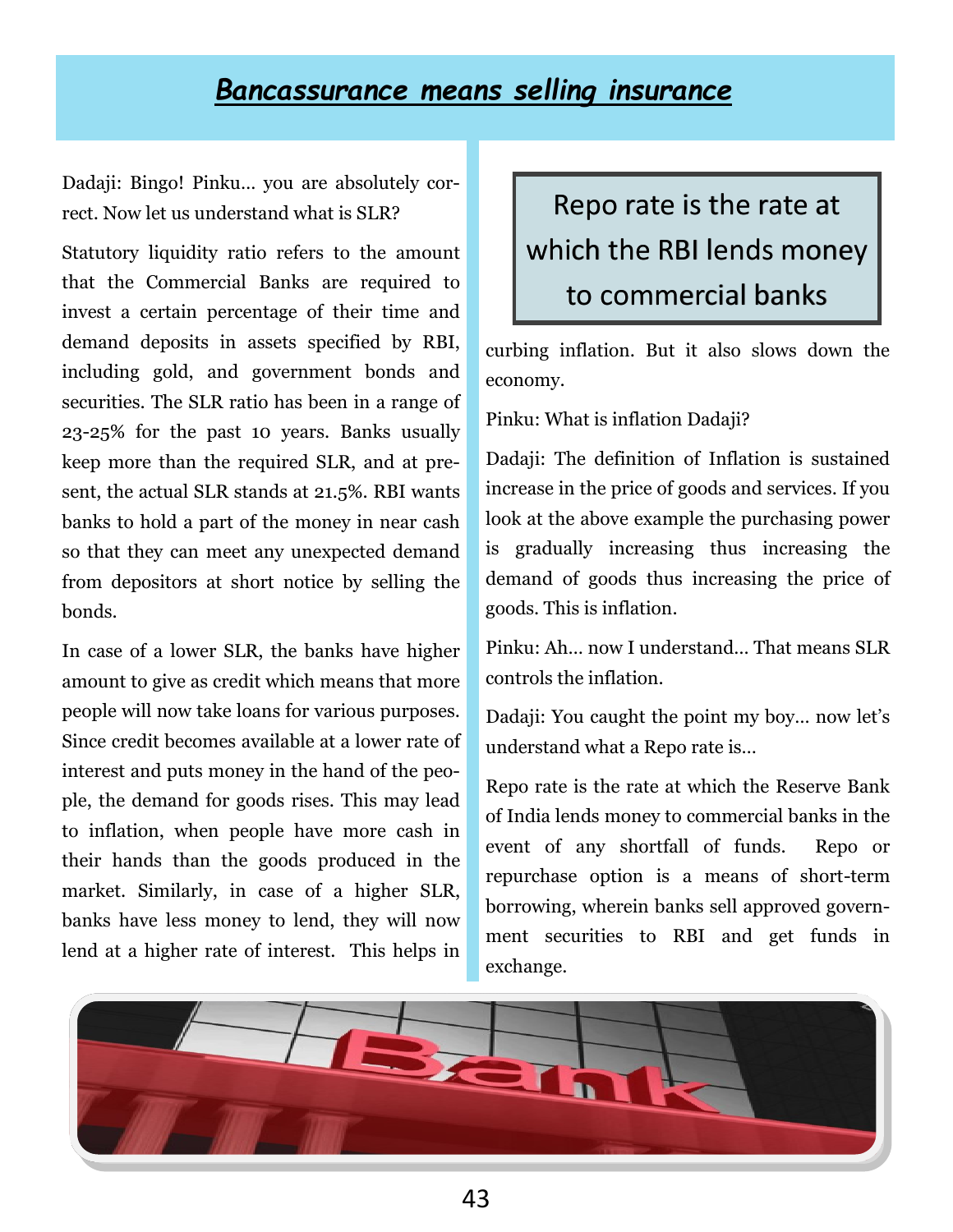## *Bancassurance means selling insurance*

Dadaji: Bingo! Pinku… you are absolutely correct. Now let us understand what is SLR?

Statutory liquidity ratio refers to the amount that the Commercial Banks are required to invest a certain percentage of their time and demand deposits in assets specified by RBI, including gold, and government bonds and securities. The SLR ratio has been in a range of 23-25% for the past 10 years. Banks usually keep more than the required SLR, and at present, the actual SLR stands at 21.5%. RBI wants banks to hold a part of the money in near cash so that they can meet any unexpected demand from depositors at short notice by selling the bonds.

In case of a lower SLR, the banks have higher amount to give as credit which means that more people will now take loans for various purposes. Since credit becomes available at a lower rate of interest and puts money in the hand of the people, the demand for goods rises. This may lead to inflation, when people have more cash in their hands than the goods produced in the market. Similarly, in case of a higher SLR, banks have less money to lend, they will now lend at a higher rate of interest. This helps in curbing inflation. But it also slows down the economy.

> Repo rate is the rate at which the RBI lends money to commercial banks

Pinku: What is inflation Dadaji?

Dadaji: The definition of Inflation is sustained increase in the price of goods and services. If you look at the above example the purchasing power is gradually increasing thus increasing the demand of goods thus increasing the price of goods. This is inflation.

Pinku: Ah… now I understand… That means SLR controls the inflation.

Dadaji: You caught the point my boy… now let's understand what a Repo rate is…

Repo rate is the rate at which the Reserve Bank of India lends money to commercial banks in the event of any shortfall of funds. Repo or repurchase option is a means of short-term borrowing, wherein banks sell approved government securities to RBI and get funds in exchange.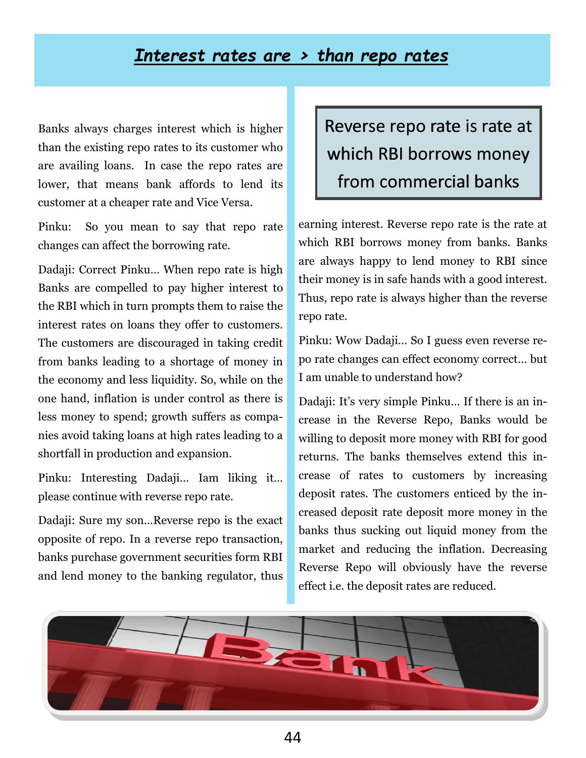## *Interest rates are > than repo rates*

Banks always charges interest which is higher than the existing repo rates to its customer who are availing loans. In case the repo rates are lower, that means bank affords to lend its customer at a cheaper rate and Vice Versa.

Pinku: So you mean to say that repo rate changes can affect the borrowing rate.

Dadaji: Correct Pinku… When repo rate is high Banks are compelled to pay higher interest to the RBI which in turn prompts them to raise the interest rates on loans they offer to customers. The customers are discouraged in taking credit from banks leading to a shortage of money in the economy and less liquidity. So, while on the one hand, inflation is under control as there is less money to spend; growth suffers as companies avoid taking loans at high rates leading to a shortfall in production and expansion.

Pinku: Interesting Dadaji… Iam liking it… please continue with reverse repo rate.

Dadaji: Sure my son…Reverse repo is the exact opposite of repo. In a reverse repo transaction, banks purchase government securities form RBI and lend money to the banking regulator, thus earning interest. Reverse repo rate is the rate at which RBI borrows money from banks. Banks are always happy to lend money to RBI since their money is in safe hands with a good interest. Thus, repo rate is always higher than the reverse repo rate.

> Reverse repo rate is rate at which RBI borrows money from commercial banks

Pinku: Wow Dadaji… So I guess even reverse repo rate changes can effect economy correct… but I am unable to understand how?

Dadaji: It's very simple Pinku… If there is an increase in the Reverse Repo, Banks would be willing to deposit more money with RBI for good returns. The banks themselves extend this increase of rates to customers by increasing deposit rates. The customers enticed by the increased deposit rate deposit more money in the banks thus sucking out liquid money from the market and reducing the inflation. Decreasing Reverse Repo will obviously have the reverse effect i.e. the deposit rates are reduced.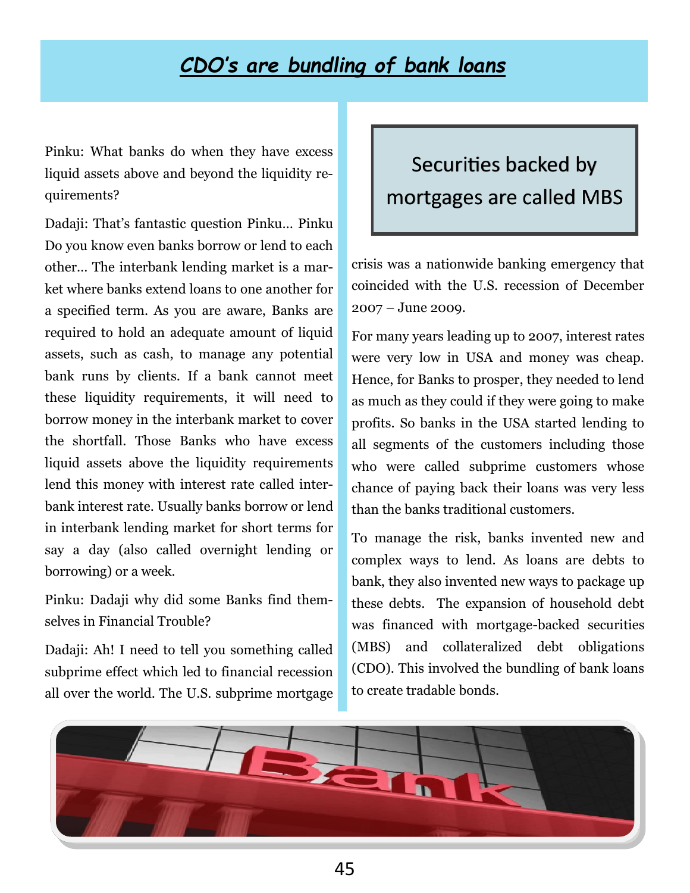# *CDO's are bundling of bank loans*

Pinku: What banks do when they have excess liquid assets above and beyond the liquidity requirements?

Dadaji: That's fantastic question Pinku… Pinku Do you know even banks borrow or lend to each other… The interbank lending market is a market where banks extend loans to one another for a specified term. As you are aware, Banks are required to hold an adequate amount of liquid assets, such as cash, to manage any potential bank runs by clients. If a bank cannot meet these liquidity requirements, it will need to borrow money in the interbank market to cover the shortfall. Those Banks who have excess liquid assets above the liquidity requirements lend this money with interest rate called interbank interest rate. Usually banks borrow or lend in interbank lending market for short terms for say a day (also called overnight lending or borrowing) or a week.

Pinku: Dadaji why did some Banks find themselves in Financial Trouble?

Dadaji: Ah! I need to tell you something called subprime effect which led to financial recession all over the world. The U.S. subprime mortgage crisis was a nationwide banking emergency that coincided with the U.S. recession of December 2007 – June 2009.

> Securities backed by mortgages are called MBS

For many years leading up to 2007, interest rates were very low in USA and money was cheap. Hence, for Banks to prosper, they needed to lend as much as they could if they were going to make profits. So banks in the USA started lending to all segments of the customers including those who were called subprime customers whose chance of paying back their loans was very less than the banks traditional customers.

To manage the risk, banks invented new and complex ways to lend. As loans are debts to bank, they also invented new ways to package up these debts. The expansion of household debt was financed with mortgage-backed securities (MBS) and collateralized debt obligations (CDO). This involved the bundling of bank loans to create tradable bonds.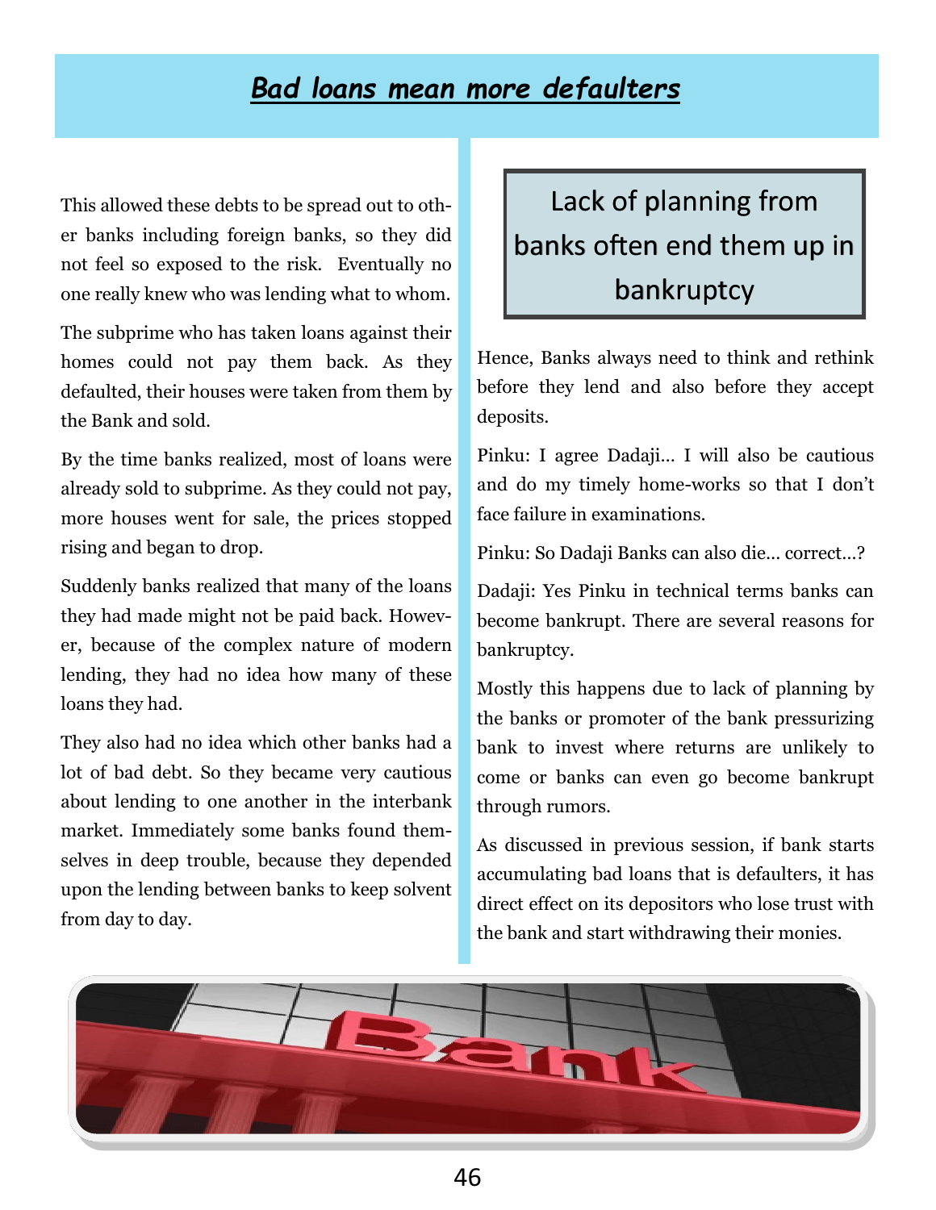# *Bad loans mean more defaulters*

This allowed these debts to be spread out to other banks including foreign banks, so they did not feel so exposed to the risk. Eventually no one really knew who was lending what to whom.

The subprime who has taken loans against their homes could not pay them back. As they defaulted, their houses were taken from them by the Bank and sold.

By the time banks realized, most of loans were already sold to subprime. As they could not pay, more houses went for sale, the prices stopped rising and began to drop.

Suddenly banks realized that many of the loans they had made might not be paid back. However, because of the complex nature of modern lending, they had no idea how many of these loans they had.

They also had no idea which other banks had a lot of bad debt. So they became very cautious about lending to one another in the interbank market. Immediately some banks found themselves in deep trouble, because they depended upon the lending between banks to keep solvent from day to day.

> Lack of planning from banks often end them up in bankruptcy

Hence, Banks always need to think and rethink before they lend and also before they accept deposits.

Pinku: I agree Dadaji… I will also be cautious and do my timely home-works so that I don't face failure in examinations.

Pinku: So Dadaji Banks can also die… correct…?

Dadaji: Yes Pinku in technical terms banks can become bankrupt. There are several reasons for bankruptcy.

Mostly this happens due to lack of planning by the banks or promoter of the bank pressurizing bank to invest where returns are unlikely to come or banks can even go become bankrupt through rumors.

As discussed in previous session, if bank starts accumulating bad loans that is defaulters, it has direct effect on its depositors who lose trust with the bank and start withdrawing their monies.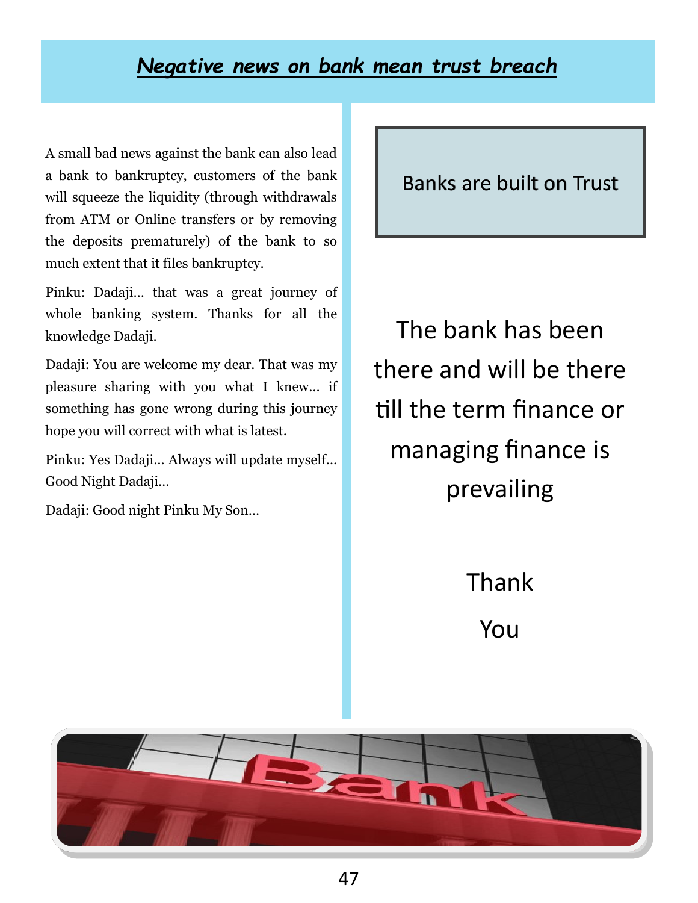# *Negative news on bank mean trust breach*

A small bad news against the bank can also lead a bank to bankruptcy, customers of the bank will squeeze the liquidity (through withdrawals from ATM or Online transfers or by removing the deposits prematurely) of the bank to so much extent that it files bankruptcy.

Pinku: Dadaji… that was a great journey of whole banking system. Thanks for all the knowledge Dadaji.

Dadaji: You are welcome my dear. That was my pleasure sharing with you what I knew… if something has gone wrong during this journey hope you will correct with what is latest.

Pinku: Yes Dadaji… Always will update myself… Good Night Dadaji…

Dadaji: Good night Pinku My Son…

Banks are built on Trust

The bank has been there and will be there till the term finance or managing finance is prevailing

Thank

You